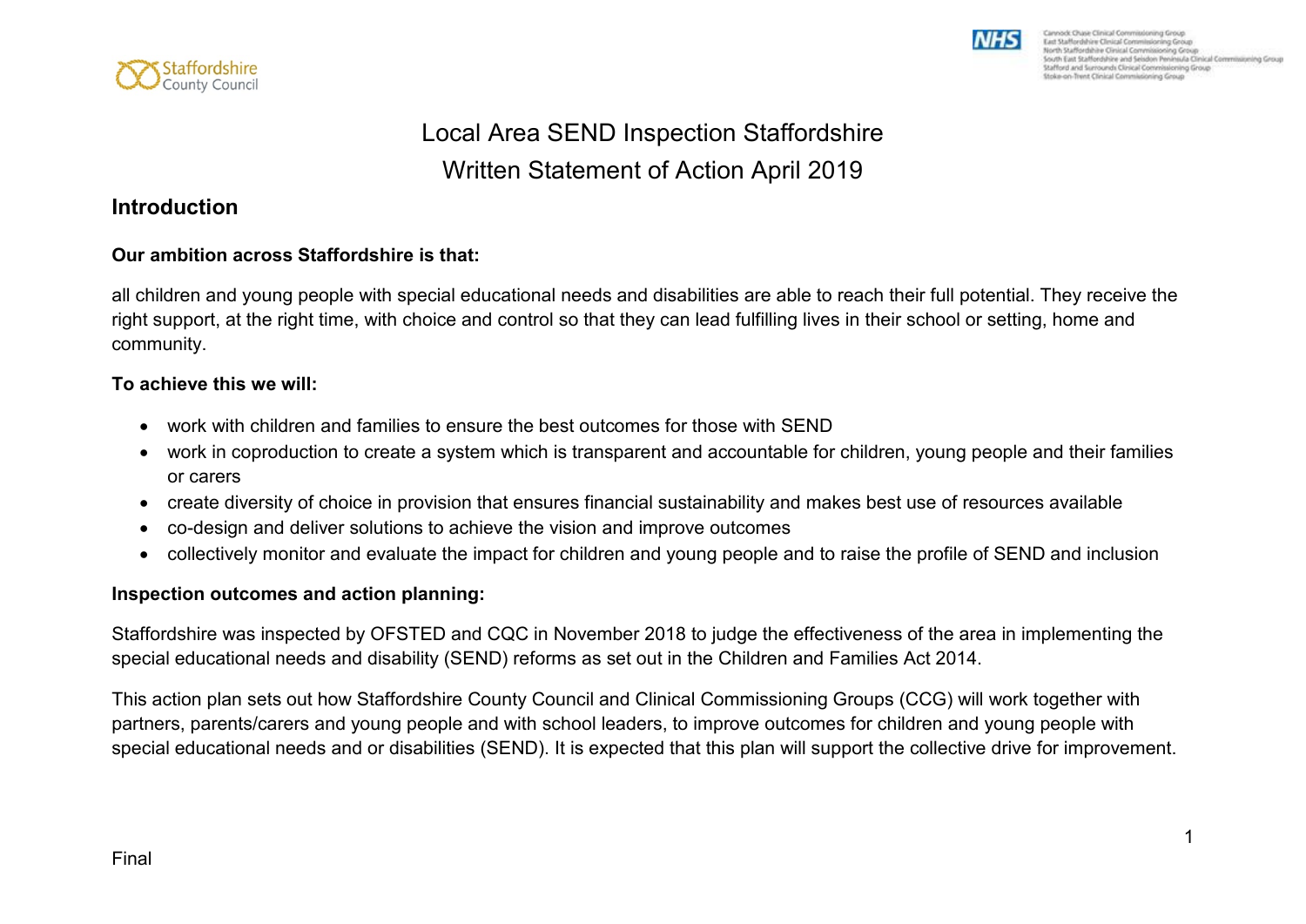# Local Area SEND Inspection Staffordshire

# Written Statement of Action April 2019

## Introduction

**Our ambition across Staffordshire is that:**

all children and young people with special educational needs and disabilities are able to reach their full potential. They receive the right support, at the right time, with choice and control so that they can lead fulfilling lives in their school or setting, home and community.

**To achieve this we will:**

- work with children and families to ensure the best outcomes for those with SEND
- work in coproduction to create a system which is transparent and accountable for children, young people and their families or carers
- create diversity of choice in provision that ensures financial sustainability and makes best use of resources available
- co-design and deliver solutions to achieve the vision and improve outcomes
- collectively monitor and evaluate the impact for children and young people and to raise the profile of SEND and inclusion

**Inspection outcomes and action planning:**

Staffordshire was inspected by OFSTED and CQC in November 2018 to judge the effectiveness of the area in implementing the special educational needs and disability (SEND) reforms as set out in the Children and Families Act 2014.

This action plan sets out how Staffordshire County Council and Clinical Commissioning Groups (CCG) will work together with partners, parents/carers and young people and with school leaders, to improve outcomes for children and young people with special educational needs and or disabilities (SEND). It is expected that this plan will support the collective drive for improvement.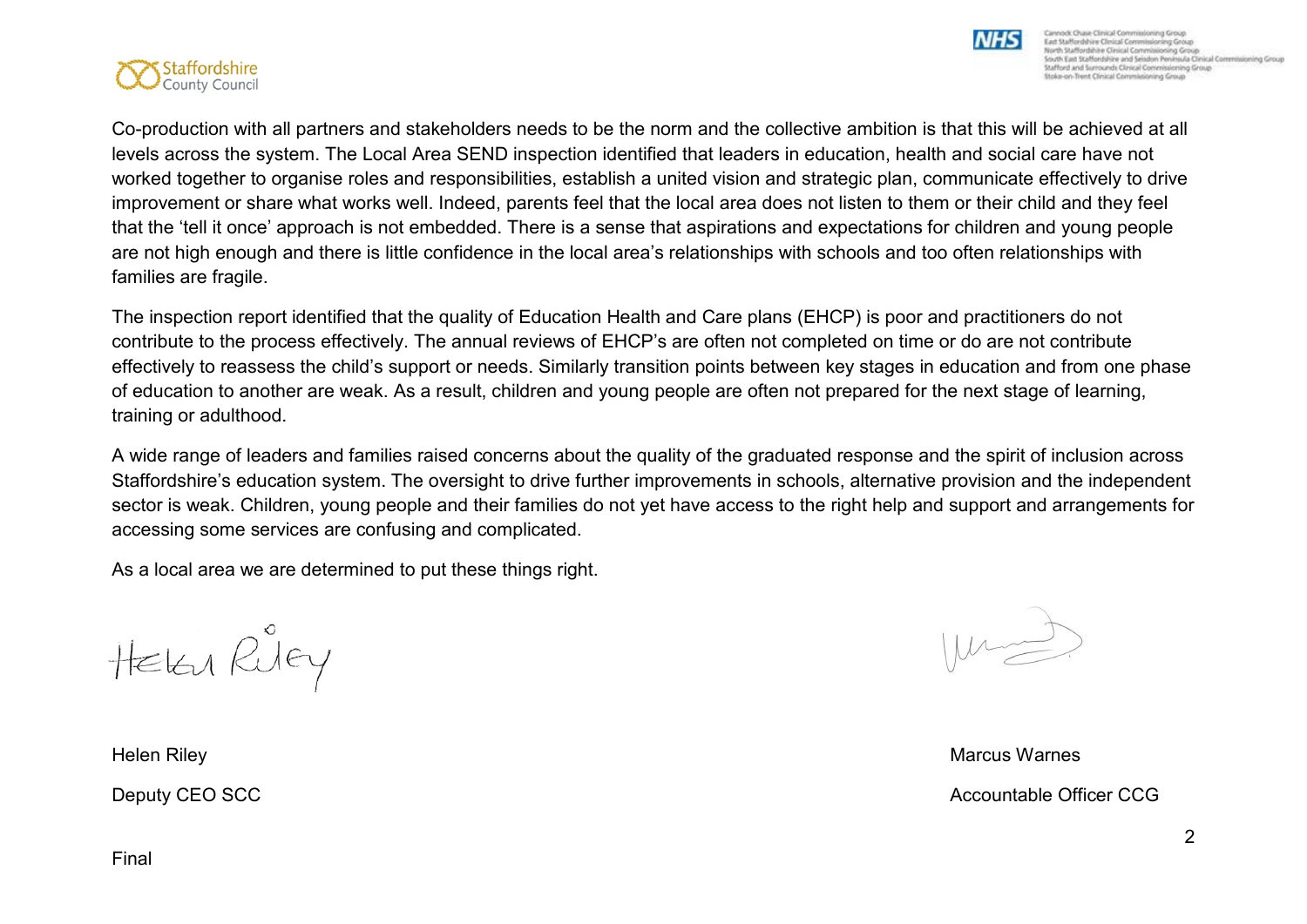Co-production with all partners and stakeholders needs to be the norm and the collective ambition is that this will be achieved at all levels across the system. The Local Area SEND inspection identified that leaders in education, health and social care have not worked together to organise roles and responsibilities, establish a united vision and strategic plan, communicate effectively to drive improvement or share what works well. Indeed, parents feel that the local area does not listen to them or their child and they feel that the 'tell it once' approach is not embedded. There is a sense that aspirations and expectations for children and young people are not high enough and there is little confidence in the local area's relationships with schools and too often relationships with families are fragile.

The inspection report identified that the quality of Education Health and Care plans (EHCP) is poor and practitioners do not contribute to the process effectively. The annual reviews of EHCP's are often not completed on time or do are not contribute effectively to reassess the child's support or needs. Similarly transition points between key stages in education and from one phase of education to another are weak. As a result, children and young people are often not prepared for the next stage of learning, training or adulthood.

A wide range of leaders and families raised concerns about the quality of the graduated response and the spirit of inclusion across Staffordshire's education system. The oversight to drive further improvements in schools, alternative provision and the independent sector is weak. Children, young people and their families do not yet have access to the right help and support and arrangements for accessing some services are confusing and complicated.

As a local area we are determined to put these things right.

Helen Riley

Deputy CEO SCC

Marcus Warnes

Accountable Officer CCG

Final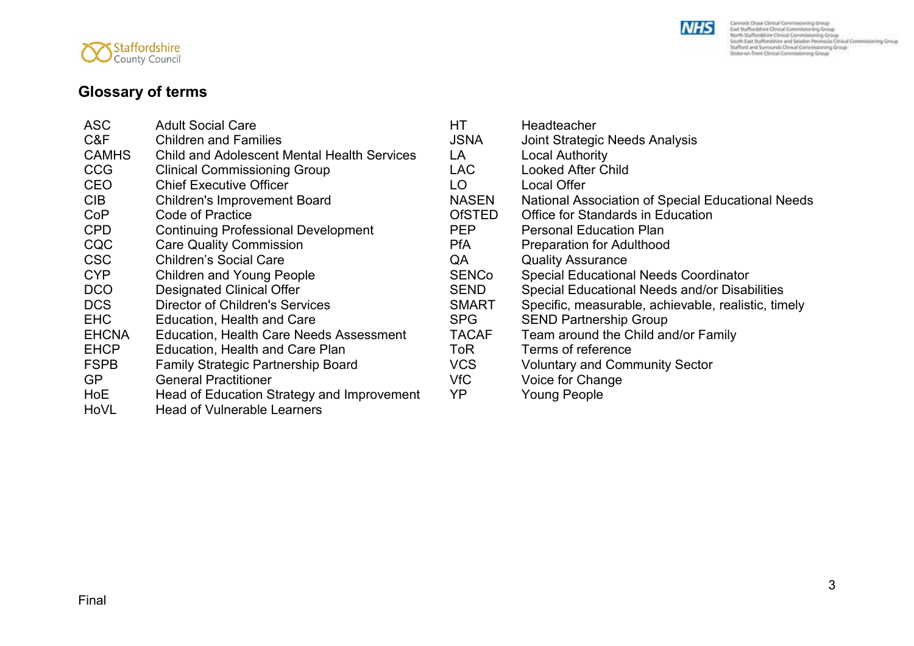## Glossary of terms

| | |
|---|---|
| ASC | Adult Social Care |
| C&F | Children and Families |
| CAMHS | Child and Adolescent Mental Health Services |
| CCG | Clinical Commissioning Group |
| CEO | Chief Executive Officer |
| CIB | Children's Improvement Board |
| CoP | Code of Practice |
| CPD | Continuing Professional Development |
| CQC | Care Quality Commission |
| CSC | Children's Social Care |
| CYP | Children and Young People |
| DCO | Designated Clinical Offer |
| DCS | Director of Children's Services |
| EHC | Education, Health and Care |
| EHCNA | Education, Health Care Needs Assessment |
| EHCP | Education, Health and Care Plan |
| FSPB | Family Strategic Partnership Board |
| GP | General Practitioner |
| HoE | Head of Education Strategy and Improvement |
| HoVL | Head of Vulnerable Learners |
| HT | Headteacher |
| JSNA | Joint Strategic Needs Analysis |
| LA | Local Authority |
| LAC | Looked After Child |
| LO | Local Offer |
| NASEN | National Association of Special Educational Needs |
| OfSTED | Office for Standards in Education |
| PEP | Personal Education Plan |
| PfA | Preparation for Adulthood |
| QA | Quality Assurance |
| SENCo | Special Educational Needs Coordinator |
| SEND | Special Educational Needs and/or Disabilities |
| SMART | Specific, measurable, achievable, realistic, timely |
| SPG | SEND Partnership Group |
| TACAF | Team around the Child and/or Family |
| ToR | Terms of reference |
| VCS | Voluntary and Community Sector |
| VfC | Voice for Change |
| YP | Young People |

Final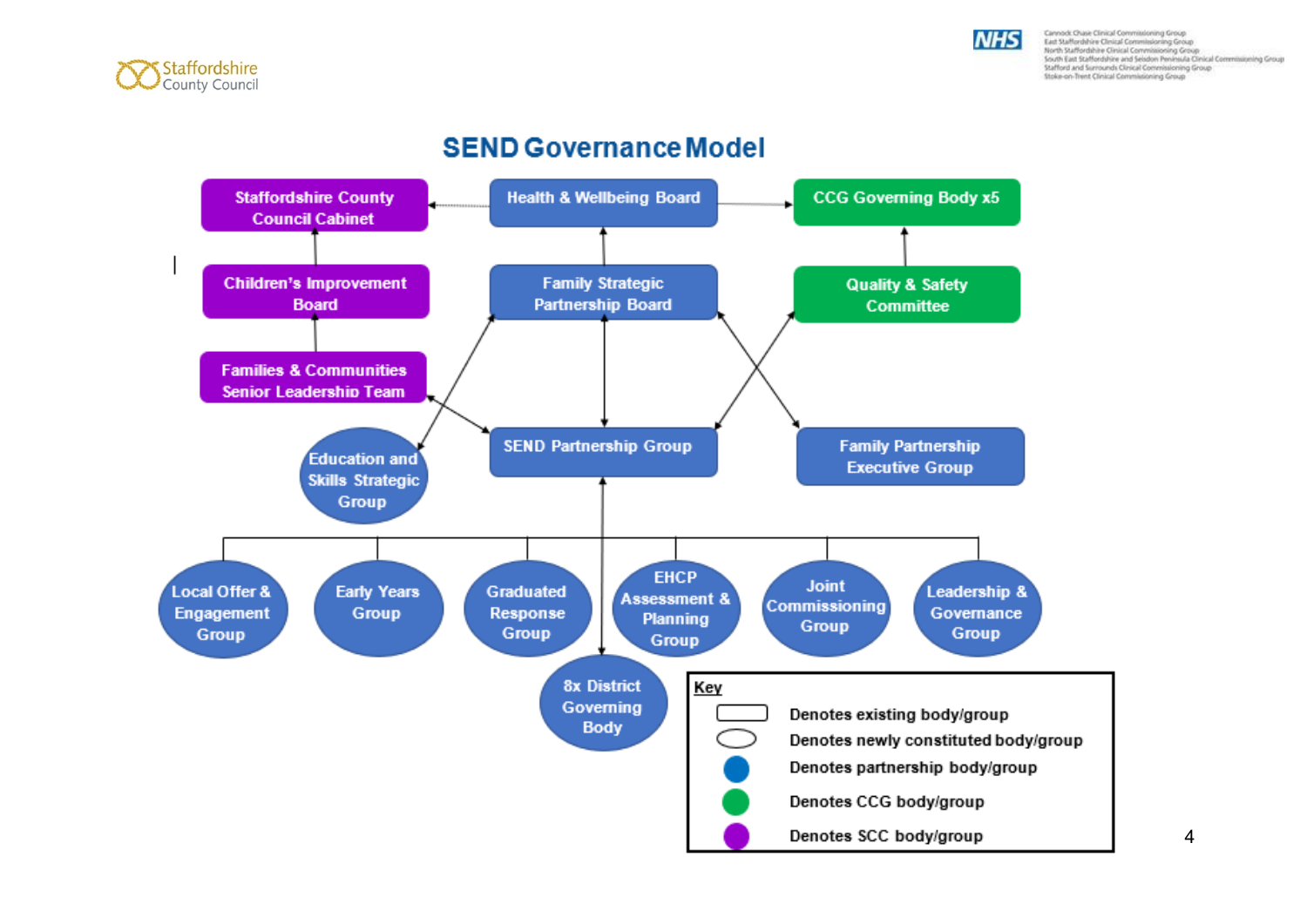# SEND Governance Model

- Staffordshire County Council Cabinet
- Health & Wellbeing Board
- CCG Governing Body x5
- Children's Improvement Board
- Family Strategic Partnership Board
- Quality & Safety Committee
- Families & Communities Senior Leadership Team
- Education and Skills Strategic Group
- SEND Partnership Group
- Family Partnership Executive Group
- Local Offer & Engagement Group
- Early Years Group
- Graduated Response Group
- EHCP Assessment & Planning Group
- Joint Commissioning Group
- Leadership & Governance Group
- 8x District Governing Body

**Key**

- Rectangle: Denotes existing body/group
- Oval: Denotes newly constituted body/group
- Blue: Denotes partnership body/group
- Green: Denotes CCG body/group
- Purple: Denotes SCC body/group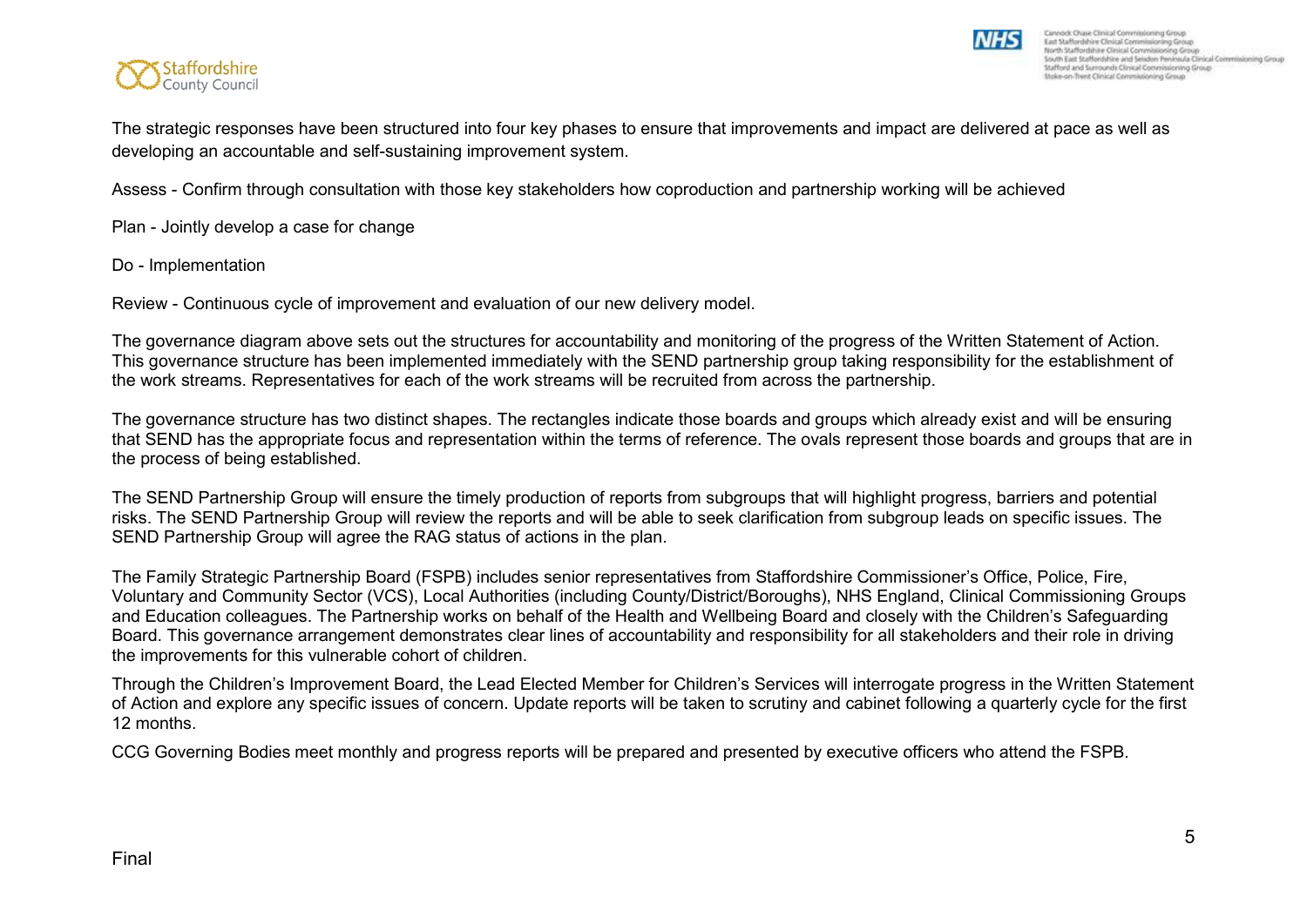The strategic responses have been structured into four key phases to ensure that improvements and impact are delivered at pace as well as developing an accountable and self-sustaining improvement system.

Assess - Confirm through consultation with those key stakeholders how coproduction and partnership working will be achieved

Plan - Jointly develop a case for change

Do - Implementation

Review - Continuous cycle of improvement and evaluation of our new delivery model.

The governance diagram above sets out the structures for accountability and monitoring of the progress of the Written Statement of Action. This governance structure has been implemented immediately with the SEND partnership group taking responsibility for the establishment of the work streams. Representatives for each of the work streams will be recruited from across the partnership.

The governance structure has two distinct shapes. The rectangles indicate those boards and groups which already exist and will be ensuring that SEND has the appropriate focus and representation within the terms of reference. The ovals represent those boards and groups that are in the process of being established.

The SEND Partnership Group will ensure the timely production of reports from subgroups that will highlight progress, barriers and potential risks. The SEND Partnership Group will review the reports and will be able to seek clarification from subgroup leads on specific issues. The SEND Partnership Group will agree the RAG status of actions in the plan.

The Family Strategic Partnership Board (FSPB) includes senior representatives from Staffordshire Commissioner's Office, Police, Fire, Voluntary and Community Sector (VCS), Local Authorities (including County/District/Boroughs), NHS England, Clinical Commissioning Groups and Education colleagues. The Partnership works on behalf of the Health and Wellbeing Board and closely with the Children's Safeguarding Board. This governance arrangement demonstrates clear lines of accountability and responsibility for all stakeholders and their role in driving the improvements for this vulnerable cohort of children.

Through the Children's Improvement Board, the Lead Elected Member for Children's Services will interrogate progress in the Written Statement of Action and explore any specific issues of concern. Update reports will be taken to scrutiny and cabinet following a quarterly cycle for the first 12 months.

CCG Governing Bodies meet monthly and progress reports will be prepared and presented by executive officers who attend the FSPB.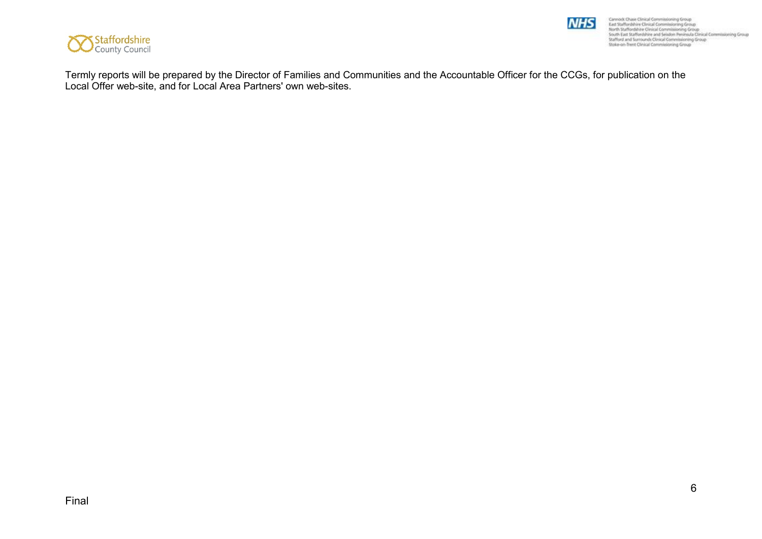Termly reports will be prepared by the Director of Families and Communities and the Accountable Officer for the CCGs, for publication on the Local Offer web-site, and for Local Area Partners' own web-sites.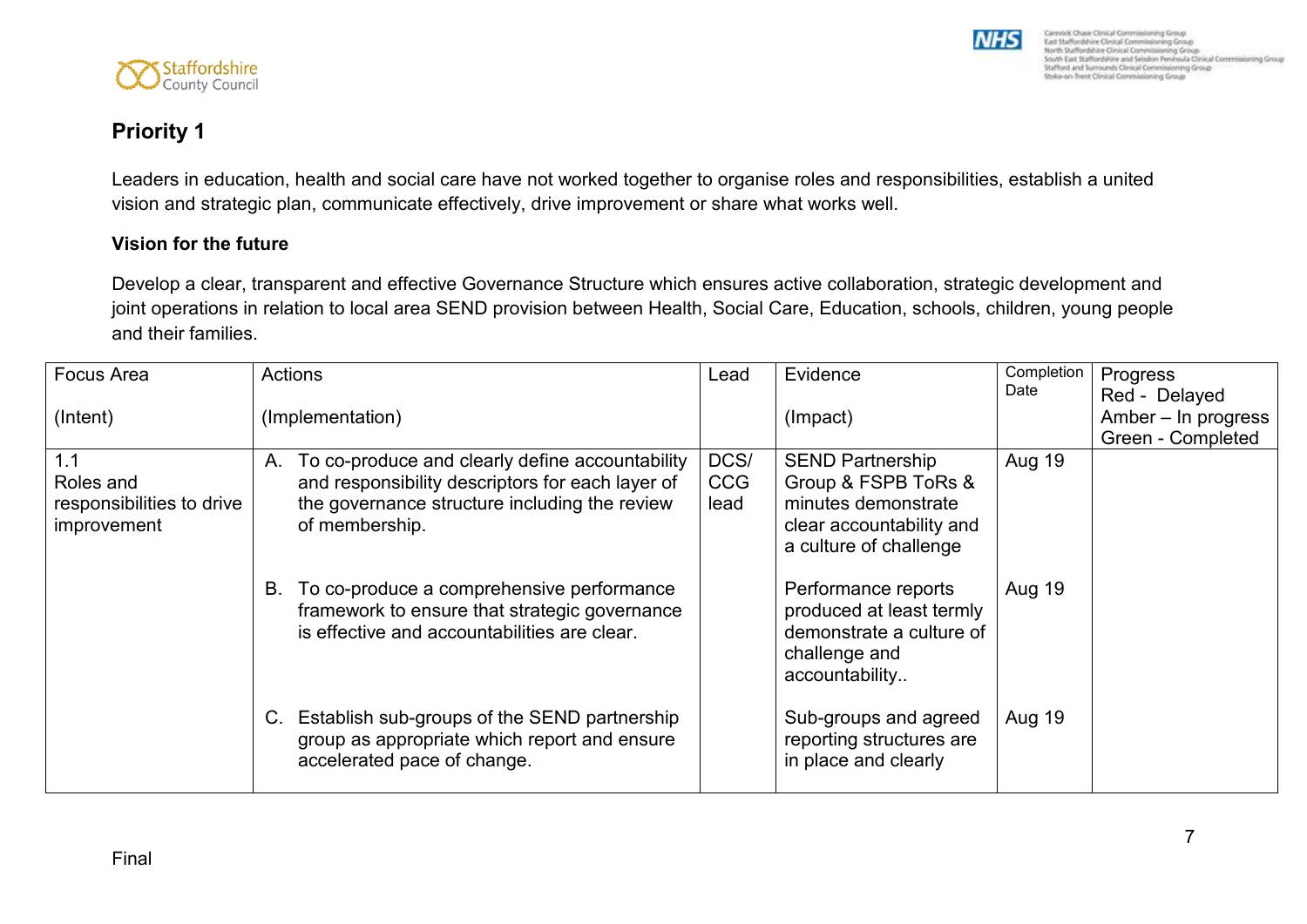## Priority 1

Leaders in education, health and social care have not worked together to organise roles and responsibilities, establish a united vision and strategic plan, communicate effectively, drive improvement or share what works well.

**Vision for the future**

Develop a clear, transparent and effective Governance Structure which ensures active collaboration, strategic development and joint operations in relation to local area SEND provision between Health, Social Care, Education, schools, children, young people and their families.

| Focus Area<br><br>(Intent) | Actions<br><br>(Implementation) | Lead | Evidence<br><br>(Impact) | Completion Date | Progress<br>Red - Delayed<br>Amber – In progress<br>Green - Completed |
|---|---|---|---|---|---|
| 1.1<br>Roles and responsibilities to drive improvement | A. To co-produce and clearly define accountability and responsibility descriptors for each layer of the governance structure including the review of membership. | DCS/ CCG lead | SEND Partnership Group & FSPB ToRs & minutes demonstrate clear accountability and a culture of challenge | Aug 19 | |
| | B. To co-produce a comprehensive performance framework to ensure that strategic governance is effective and accountabilities are clear. | | Performance reports produced at least termly demonstrate a culture of challenge and accountability.. | Aug 19 | |
| | C. Establish sub-groups of the SEND partnership group as appropriate which report and ensure accelerated pace of change. | | Sub-groups and agreed reporting structures are in place and clearly | Aug 19 | |

Final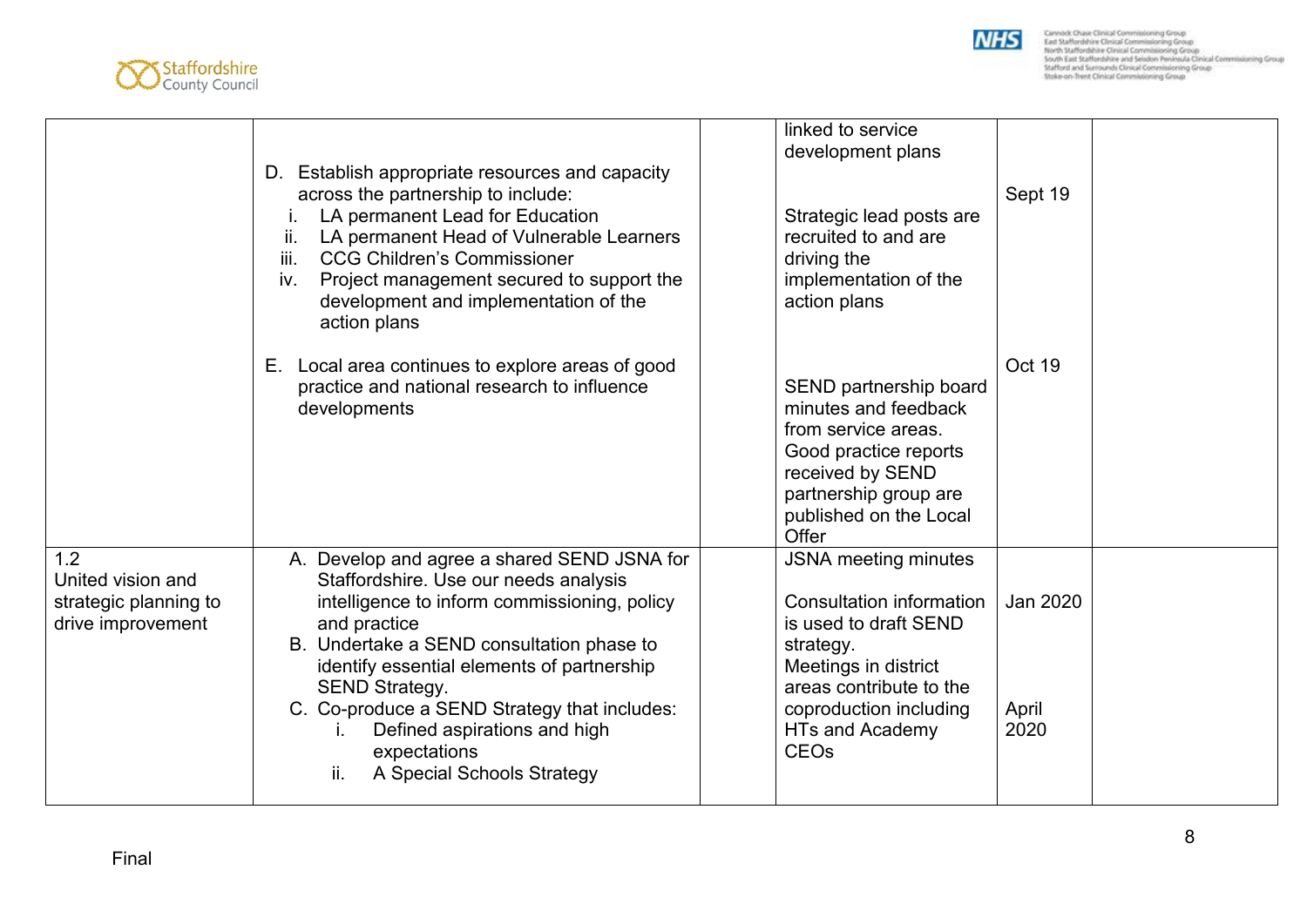| | | | | | |
|---|---|---|---|---|---|
| | D. Establish appropriate resources and capacity across the partnership to include:<br>i. LA permanent Lead for Education<br>ii. LA permanent Head of Vulnerable Learners<br>iii. CCG Children's Commissioner<br>iv. Project management secured to support the development and implementation of the action plans<br><br>E. Local area continues to explore areas of good practice and national research to influence developments | | linked to service development plans<br><br>Strategic lead posts are recruited to and are driving the implementation of the action plans<br><br>SEND partnership board minutes and feedback from service areas. Good practice reports received by SEND partnership group are published on the Local Offer | Sept 19<br><br>Oct 19 | |
| 1.2<br>United vision and strategic planning to drive improvement | A. Develop and agree a shared SEND JSNA for Staffordshire. Use our needs analysis intelligence to inform commissioning, policy and practice<br>B. Undertake a SEND consultation phase to identify essential elements of partnership SEND Strategy.<br>C. Co-produce a SEND Strategy that includes:<br>i. Defined aspirations and high expectations<br>ii. A Special Schools Strategy | | JSNA meeting minutes<br><br>Consultation information is used to draft SEND strategy.<br>Meetings in district areas contribute to the coproduction including HTs and Academy CEOs | Jan 2020<br><br>April 2020 | |

Final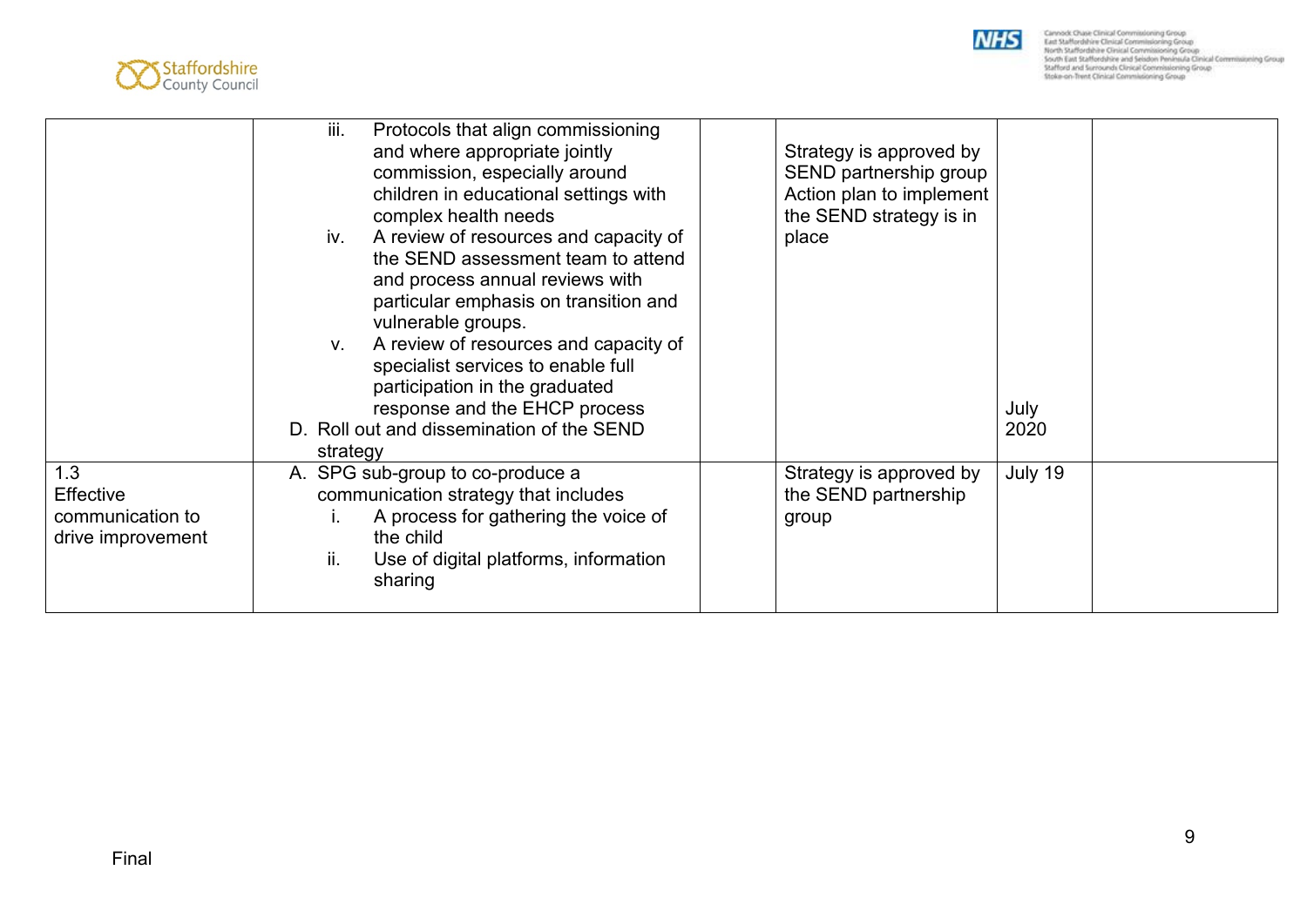| | | | | | |
|---|---|---|---|---|---|
| | iii. Protocols that align commissioning and where appropriate jointly commission, especially around children in educational settings with complex health needs<br>iv. A review of resources and capacity of the SEND assessment team to attend and process annual reviews with particular emphasis on transition and vulnerable groups.<br>v. A review of resources and capacity of specialist services to enable full participation in the graduated response and the EHCP process<br>D. Roll out and dissemination of the SEND strategy | | Strategy is approved by SEND partnership group Action plan to implement the SEND strategy is in place | July 2020 | |
| 1.3 Effective communication to drive improvement | A. SPG sub-group to co-produce a communication strategy that includes<br>i. A process for gathering the voice of the child<br>ii. Use of digital platforms, information sharing | | Strategy is approved by the SEND partnership group | July 19 | |

Final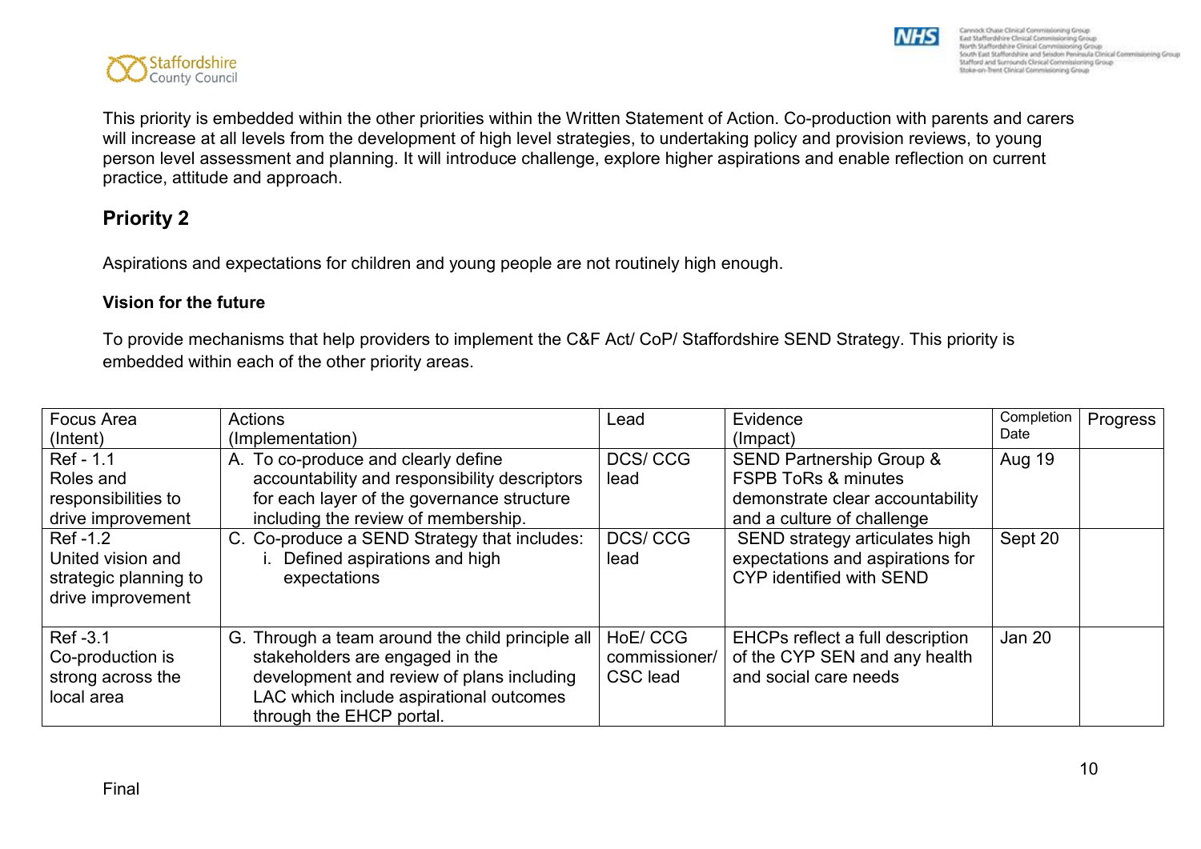This priority is embedded within the other priorities within the Written Statement of Action. Co-production with parents and carers will increase at all levels from the development of high level strategies, to undertaking policy and provision reviews, to young person level assessment and planning. It will introduce challenge, explore higher aspirations and enable reflection on current practice, attitude and approach.

## Priority 2

Aspirations and expectations for children and young people are not routinely high enough.

**Vision for the future**

To provide mechanisms that help providers to implement the C&F Act/ CoP/ Staffordshire SEND Strategy. This priority is embedded within each of the other priority areas.

| Focus Area (Intent) | Actions (Implementation) | Lead | Evidence (Impact) | Completion Date | Progress |
|---|---|---|---|---|---|
| Ref - 1.1 Roles and responsibilities to drive improvement | A. To co-produce and clearly define accountability and responsibility descriptors for each layer of the governance structure including the review of membership. | DCS/ CCG lead | SEND Partnership Group & FSPB ToRs & minutes demonstrate clear accountability and a culture of challenge | Aug 19 | |
| Ref -1.2 United vision and strategic planning to drive improvement | C. Co-produce a SEND Strategy that includes: i. Defined aspirations and high expectations | DCS/ CCG lead | SEND strategy articulates high expectations and aspirations for CYP identified with SEND | Sept 20 | |
| Ref -3.1 Co-production is strong across the local area | G. Through a team around the child principle all stakeholders are engaged in the development and review of plans including LAC which include aspirational outcomes through the EHCP portal. | HoE/ CCG commissioner/ CSC lead | EHCPs reflect a full description of the CYP SEN and any health and social care needs | Jan 20 | |

Final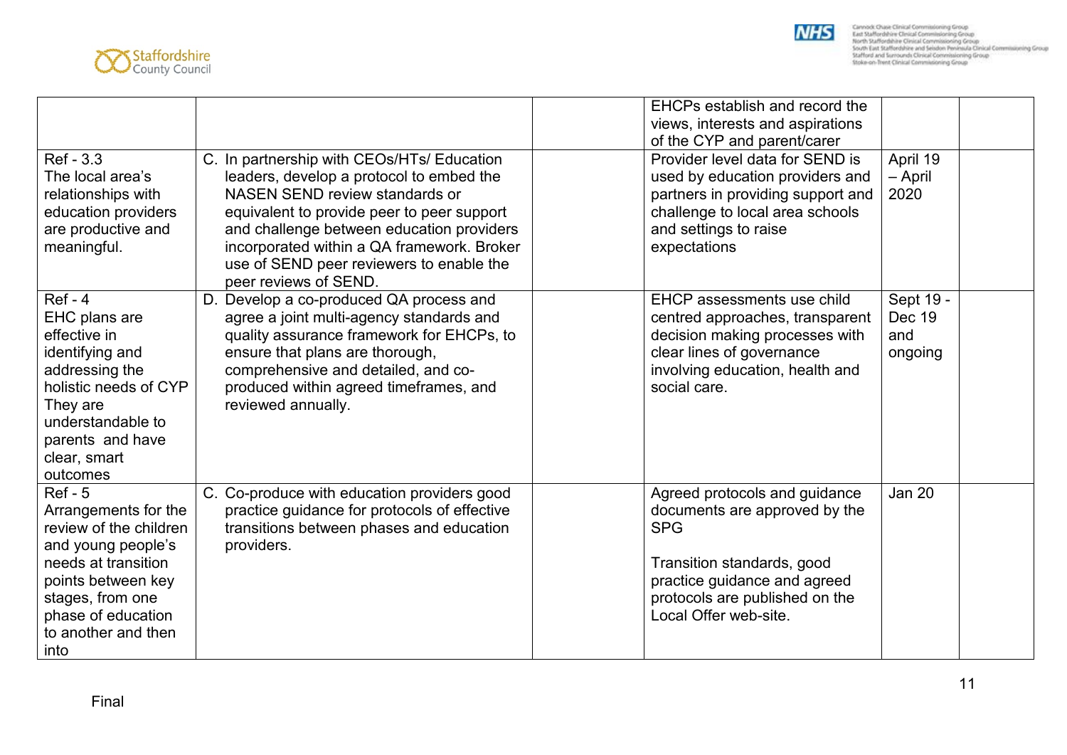| | | | | | |
|---|---|---|---|---|---|
| | | | EHCPs establish and record the views, interests and aspirations of the CYP and parent/carer | | |
| Ref - 3.3<br>The local area's relationships with education providers are productive and meaningful. | C. In partnership with CEOs/HTs/ Education leaders, develop a protocol to embed the NASEN SEND review standards or equivalent to provide peer to peer support and challenge between education providers incorporated within a QA framework. Broker use of SEND peer reviewers to enable the peer reviews of SEND. | | Provider level data for SEND is used by education providers and partners in providing support and challenge to local area schools and settings to raise expectations | April 19 – April 2020 | |
| Ref - 4<br>EHC plans are effective in identifying and addressing the holistic needs of CYP They are understandable to parents and have clear, smart outcomes | D. Develop a co-produced QA process and agree a joint multi-agency standards and quality assurance framework for EHCPs, to ensure that plans are thorough, comprehensive and detailed, and co-produced within agreed timeframes, and reviewed annually. | | EHCP assessments use child centred approaches, transparent decision making processes with clear lines of governance involving education, health and social care. | Sept 19 - Dec 19 and ongoing | |
| Ref - 5<br>Arrangements for the review of the children and young people's needs at transition points between key stages, from one phase of education to another and then into | C. Co-produce with education providers good practice guidance for protocols of effective transitions between phases and education providers. | | Agreed protocols and guidance documents are approved by the SPG<br><br>Transition standards, good practice guidance and agreed protocols are published on the Local Offer web-site. | Jan 20 | |

Final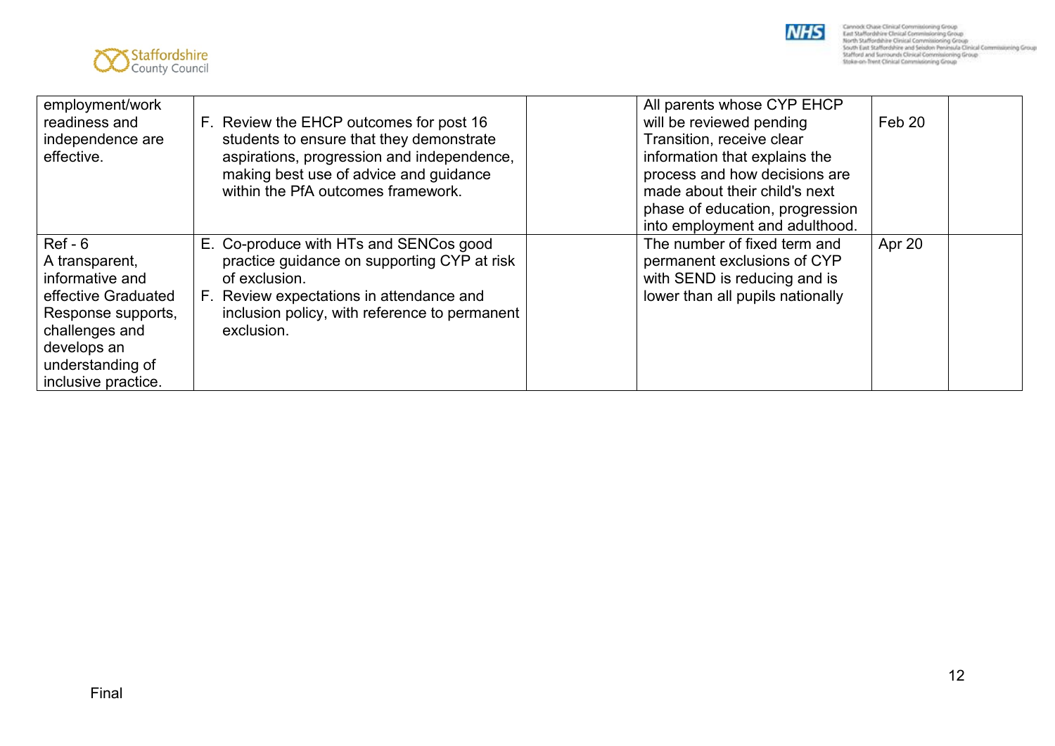| | | | | | |
|---|---|---|---|---|---|
| employment/work readiness and independence are effective. | F. Review the EHCP outcomes for post 16 students to ensure that they demonstrate aspirations, progression and independence, making best use of advice and guidance within the PfA outcomes framework. | | All parents whose CYP EHCP will be reviewed pending Transition, receive clear information that explains the process and how decisions are made about their child's next phase of education, progression into employment and adulthood. | Feb 20 | |
| Ref - 6<br>A transparent, informative and effective Graduated Response supports, challenges and develops an understanding of inclusive practice. | E. Co-produce with HTs and SENCos good practice guidance on supporting CYP at risk of exclusion.<br>F. Review expectations in attendance and inclusion policy, with reference to permanent exclusion. | | The number of fixed term and permanent exclusions of CYP with SEND is reducing and is lower than all pupils nationally | Apr 20 | |

Final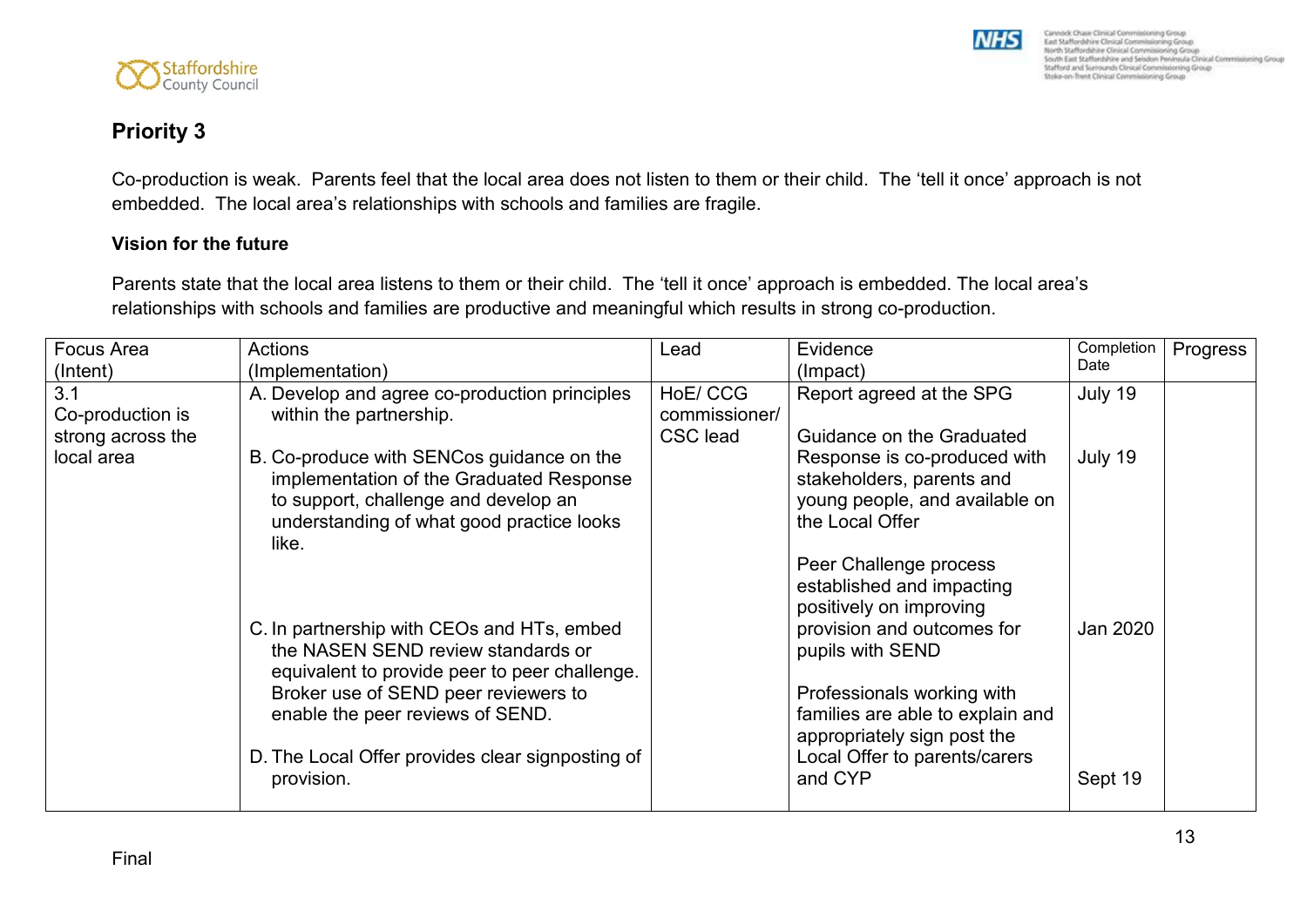## Priority 3

Co-production is weak. Parents feel that the local area does not listen to them or their child. The 'tell it once' approach is not embedded. The local area's relationships with schools and families are fragile.

**Vision for the future**

Parents state that the local area listens to them or their child. The 'tell it once' approach is embedded. The local area's relationships with schools and families are productive and meaningful which results in strong co-production.

| Focus Area (Intent) | Actions (Implementation) | Lead | Evidence (Impact) | Completion Date | Progress |
|---|---|---|---|---|---|
| 3.1 Co-production is strong across the local area | A. Develop and agree co-production principles within the partnership. | HoE/ CCG commissioner/ CSC lead | Report agreed at the SPG | July 19 | |
| | B. Co-produce with SENCos guidance on the implementation of the Graduated Response to support, challenge and develop an understanding of what good practice looks like. | | Guidance on the Graduated Response is co-produced with stakeholders, parents and young people, and available on the Local Offer | July 19 | |
| | C. In partnership with CEOs and HTs, embed the NASEN SEND review standards or equivalent to provide peer to peer challenge. Broker use of SEND peer reviewers to enable the peer reviews of SEND. | | Peer Challenge process established and impacting positively on improving provision and outcomes for pupils with SEND | Jan 2020 | |
| | D. The Local Offer provides clear signposting of provision. | | Professionals working with families are able to explain and appropriately sign post the Local Offer to parents/carers and CYP | Sept 19 | |

Final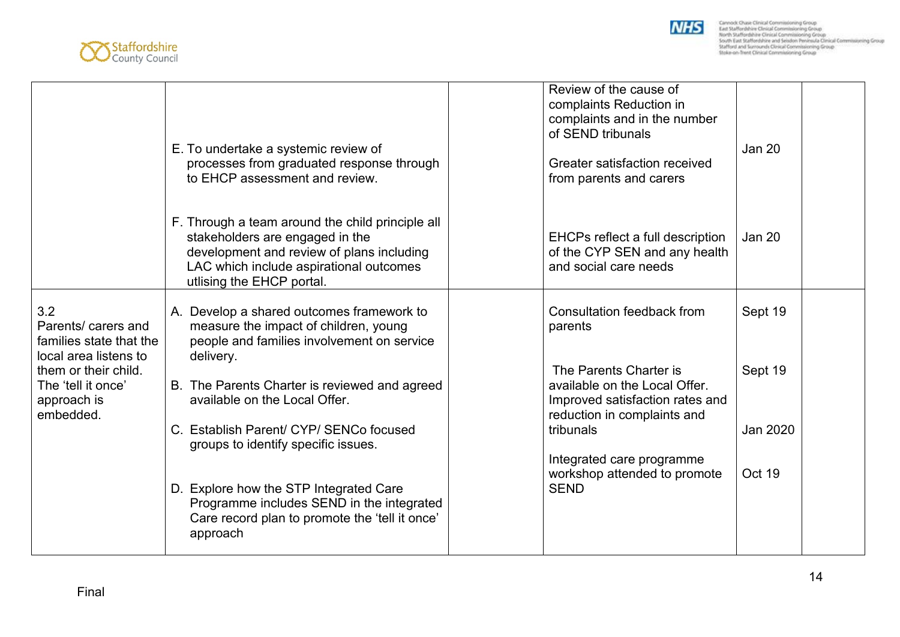| | | | | | |
|---|---|---|---|---|---|
| | E. To undertake a systemic review of processes from graduated response through to EHCP assessment and review.<br><br>F. Through a team around the child principle all stakeholders are engaged in the development and review of plans including LAC which include aspirational outcomes utlising the EHCP portal. | | Review of the cause of complaints Reduction in complaints and in the number of SEND tribunals<br><br>Greater satisfaction received from parents and carers<br><br>EHCPs reflect a full description of the CYP SEN and any health and social care needs | Jan 20<br><br>Jan 20 | |
| 3.2<br>Parents/ carers and families state that the local area listens to them or their child. The 'tell it once' approach is embedded. | A. Develop a shared outcomes framework to measure the impact of children, young people and families involvement on service delivery.<br><br>B. The Parents Charter is reviewed and agreed available on the Local Offer.<br><br>C. Establish Parent/ CYP/ SENCo focused groups to identify specific issues.<br><br>D. Explore how the STP Integrated Care Programme includes SEND in the integrated Care record plan to promote the 'tell it once' approach | | Consultation feedback from parents<br><br>The Parents Charter is available on the Local Offer. Improved satisfaction rates and reduction in complaints and tribunals<br><br>Integrated care programme workshop attended to promote SEND | Sept 19<br><br>Sept 19<br><br>Jan 2020<br><br>Oct 19 | |

Final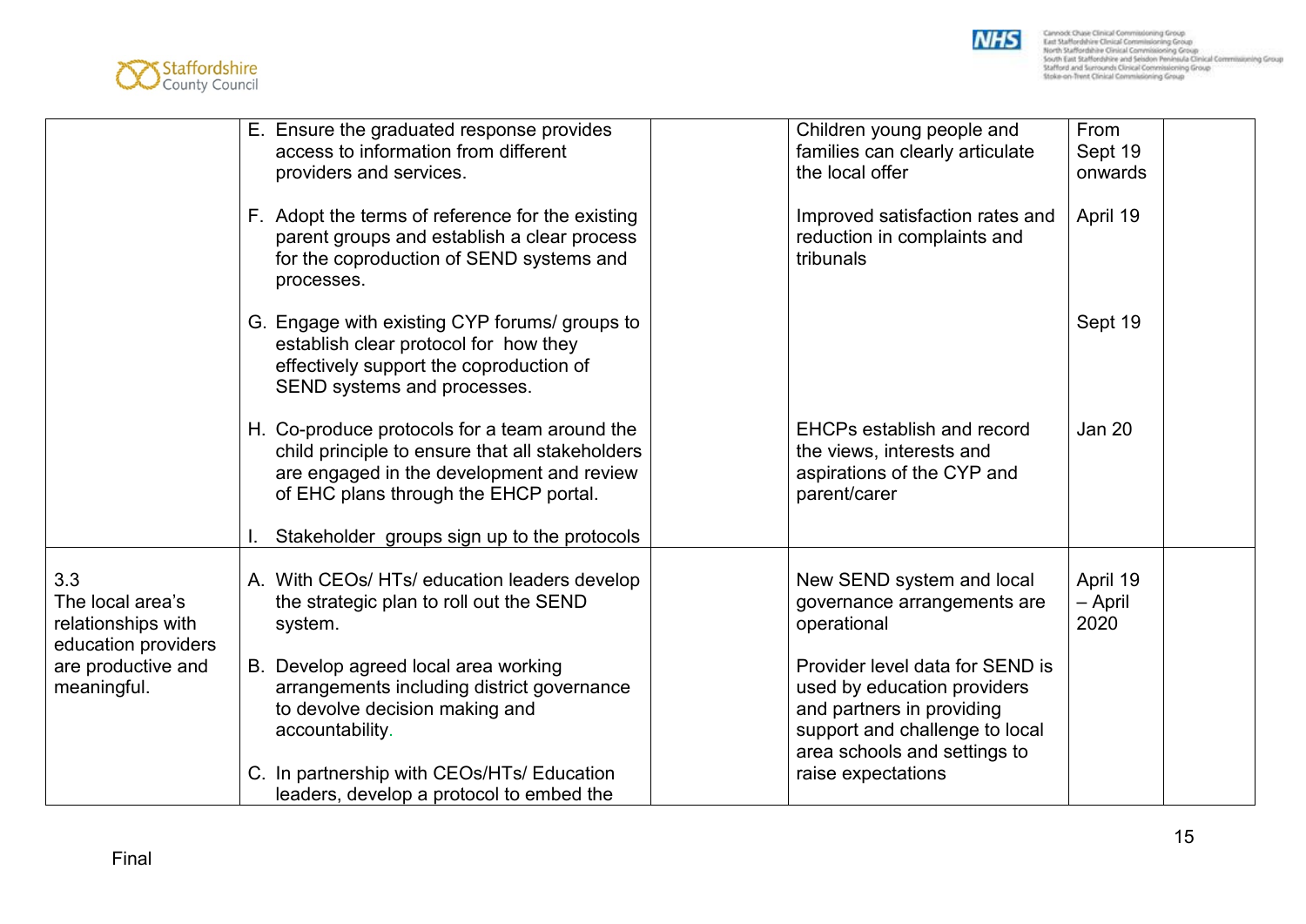| | | | | | |
|---|---|---|---|---|---|
| | E. Ensure the graduated response provides access to information from different providers and services.<br><br>F. Adopt the terms of reference for the existing parent groups and establish a clear process for the coproduction of SEND systems and processes.<br><br>G. Engage with existing CYP forums/ groups to establish clear protocol for how they effectively support the coproduction of SEND systems and processes.<br><br>H. Co-produce protocols for a team around the child principle to ensure that all stakeholders are engaged in the development and review of EHC plans through the EHCP portal.<br><br>I. Stakeholder groups sign up to the protocols | | Children young people and families can clearly articulate the local offer<br><br>Improved satisfaction rates and reduction in complaints and tribunals<br><br><br><br><br>EHCPs establish and record the views, interests and aspirations of the CYP and parent/carer | From Sept 19 onwards<br><br>April 19<br><br><br>Sept 19<br><br><br>Jan 20 | |
| 3.3<br>The local area's relationships with education providers are productive and meaningful. | A. With CEOs/ HTs/ education leaders develop the strategic plan to roll out the SEND system.<br><br>B. Develop agreed local area working arrangements including district governance to devolve decision making and accountability.<br><br>C. In partnership with CEOs/HTs/ Education leaders, develop a protocol to embed the | | New SEND system and local governance arrangements are operational<br><br>Provider level data for SEND is used by education providers and partners in providing support and challenge to local area schools and settings to raise expectations | April 19 – April 2020 | |

Final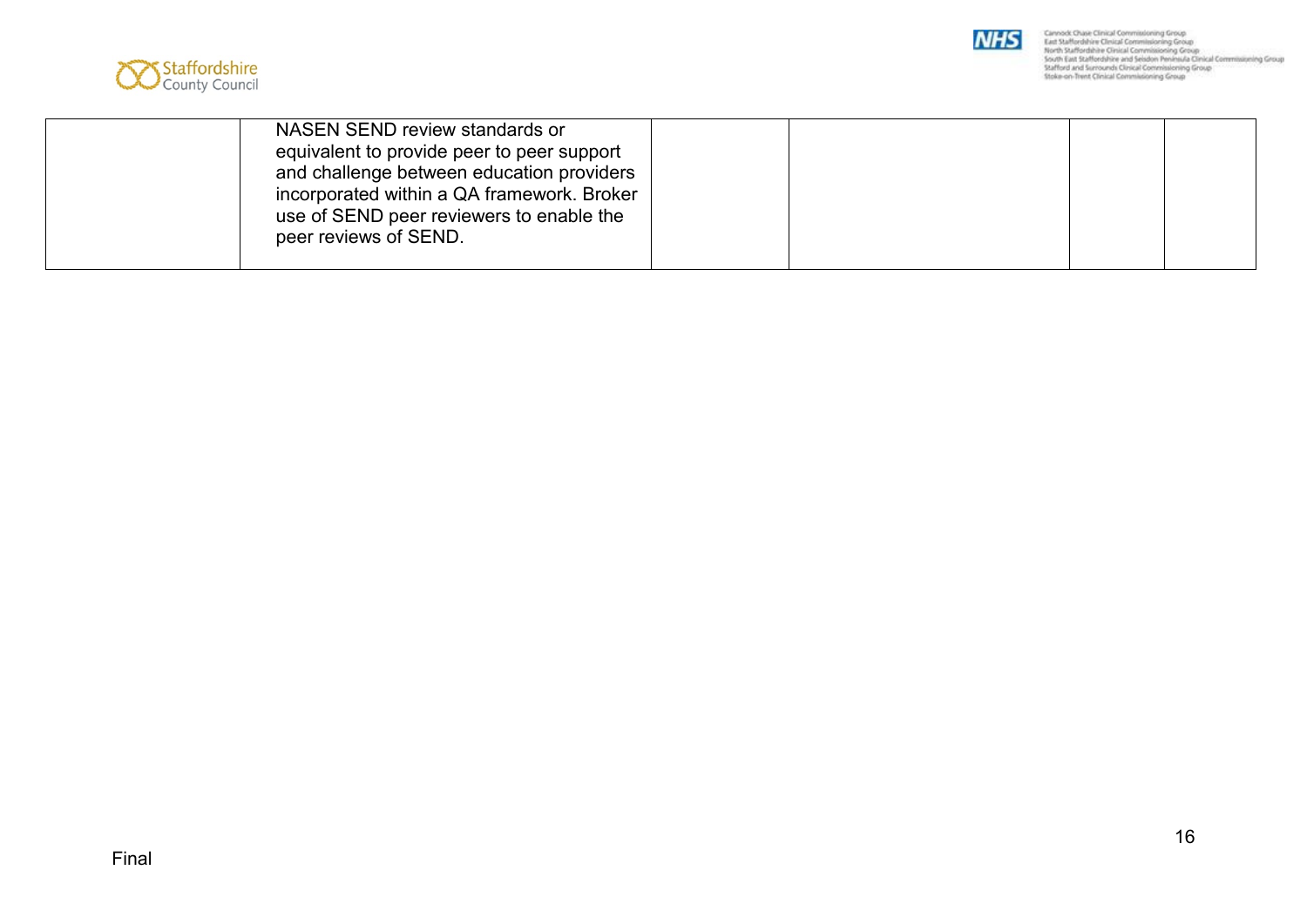| | | | | | |
|---|---|---|---|---|---|
| | NASEN SEND review standards or equivalent to provide peer to peer support and challenge between education providers incorporated within a QA framework. Broker use of SEND peer reviewers to enable the peer reviews of SEND. | | | | |

Final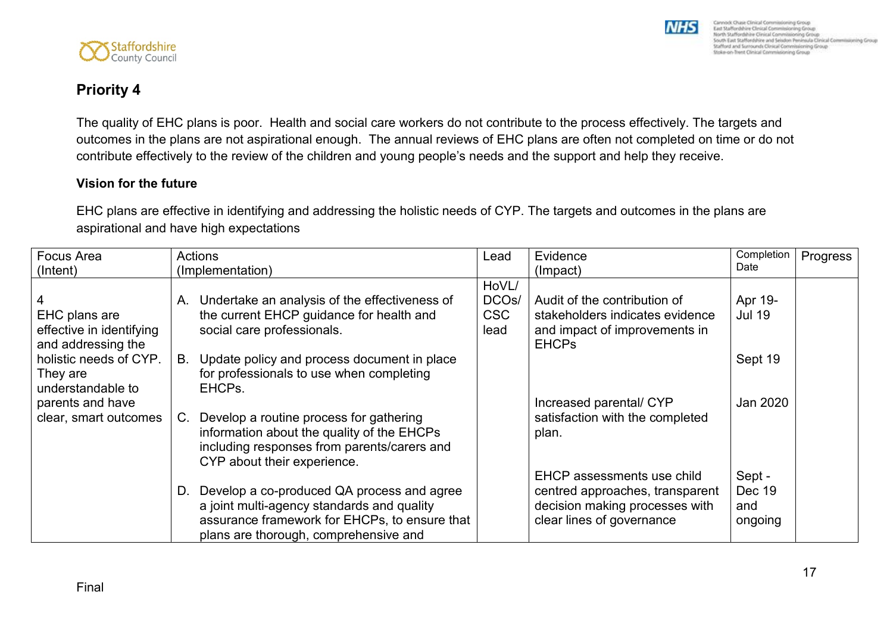## Priority 4

The quality of EHC plans is poor. Health and social care workers do not contribute to the process effectively. The targets and outcomes in the plans are not aspirational enough. The annual reviews of EHC plans are often not completed on time or do not contribute effectively to the review of the children and young people's needs and the support and help they receive.

**Vision for the future**

EHC plans are effective in identifying and addressing the holistic needs of CYP. The targets and outcomes in the plans are aspirational and have high expectations

| Focus Area (Intent) | Actions (Implementation) | Lead | Evidence (Impact) | Completion Date | Progress |
|---|---|---|---|---|---|
| 4 EHC plans are effective in identifying and addressing the holistic needs of CYP. They are understandable to parents and have clear, smart outcomes | A. Undertake an analysis of the effectiveness of the current EHCP guidance for health and social care professionals. | HoVL/ DCOs/ CSC lead | Audit of the contribution of stakeholders indicates evidence and impact of improvements in EHCPs | Apr 19- Jul 19 | |
| | B. Update policy and process document in place for professionals to use when completing EHCPs. | | | Sept 19 | |
| | C. Develop a routine process for gathering information about the quality of the EHCPs including responses from parents/carers and CYP about their experience. | | Increased parental/ CYP satisfaction with the completed plan. | Jan 2020 | |
| | D. Develop a co-produced QA process and agree a joint multi-agency standards and quality assurance framework for EHCPs, to ensure that plans are thorough, comprehensive and | | EHCP assessments use child centred approaches, transparent decision making processes with clear lines of governance | Sept - Dec 19 and ongoing | |

Final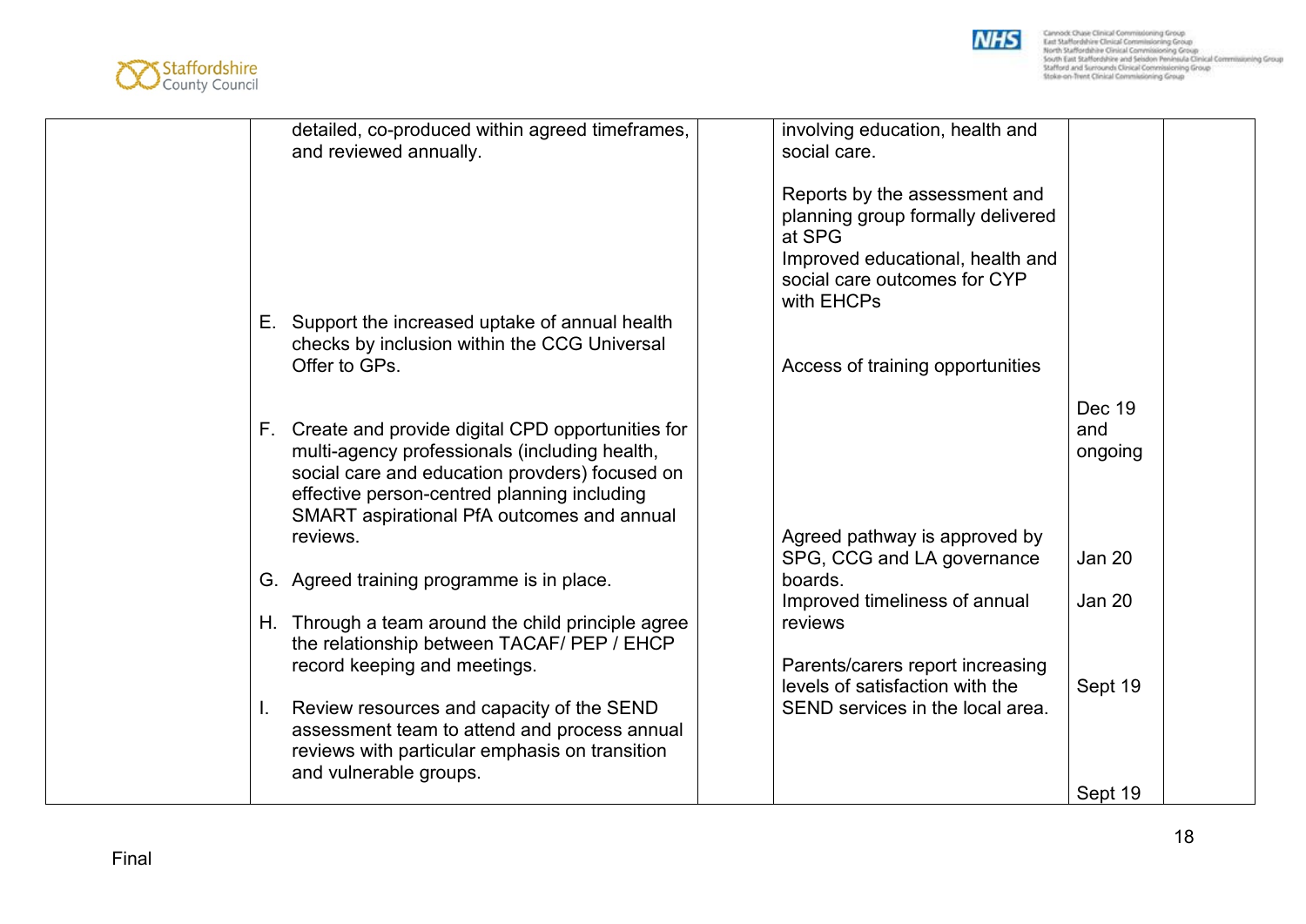| | | | | | |
|---|---|---|---|---|---|
| | detailed, co-produced within agreed timeframes, and reviewed annually.<br><br>E. Support the increased uptake of annual health checks by inclusion within the CCG Universal Offer to GPs.<br><br>F. Create and provide digital CPD opportunities for multi-agency professionals (including health, social care and education provders) focused on effective person-centred planning including SMART aspirational PfA outcomes and annual reviews.<br><br>G. Agreed training programme is in place.<br><br>H. Through a team around the child principle agree the relationship between TACAF/ PEP / EHCP record keeping and meetings.<br><br>I. Review resources and capacity of the SEND assessment team to attend and process annual reviews with particular emphasis on transition and vulnerable groups. | | involving education, health and social care.<br><br>Reports by the assessment and planning group formally delivered at SPG<br>Improved educational, health and social care outcomes for CYP with EHCPs<br><br>Access of training opportunities<br><br>Agreed pathway is approved by SPG, CCG and LA governance boards.<br>Improved timeliness of annual reviews<br><br>Parents/carers report increasing levels of satisfaction with the SEND services in the local area. | Dec 19 and ongoing<br><br>Jan 20<br><br>Jan 20<br><br>Sept 19<br><br>Sept 19 | |

Final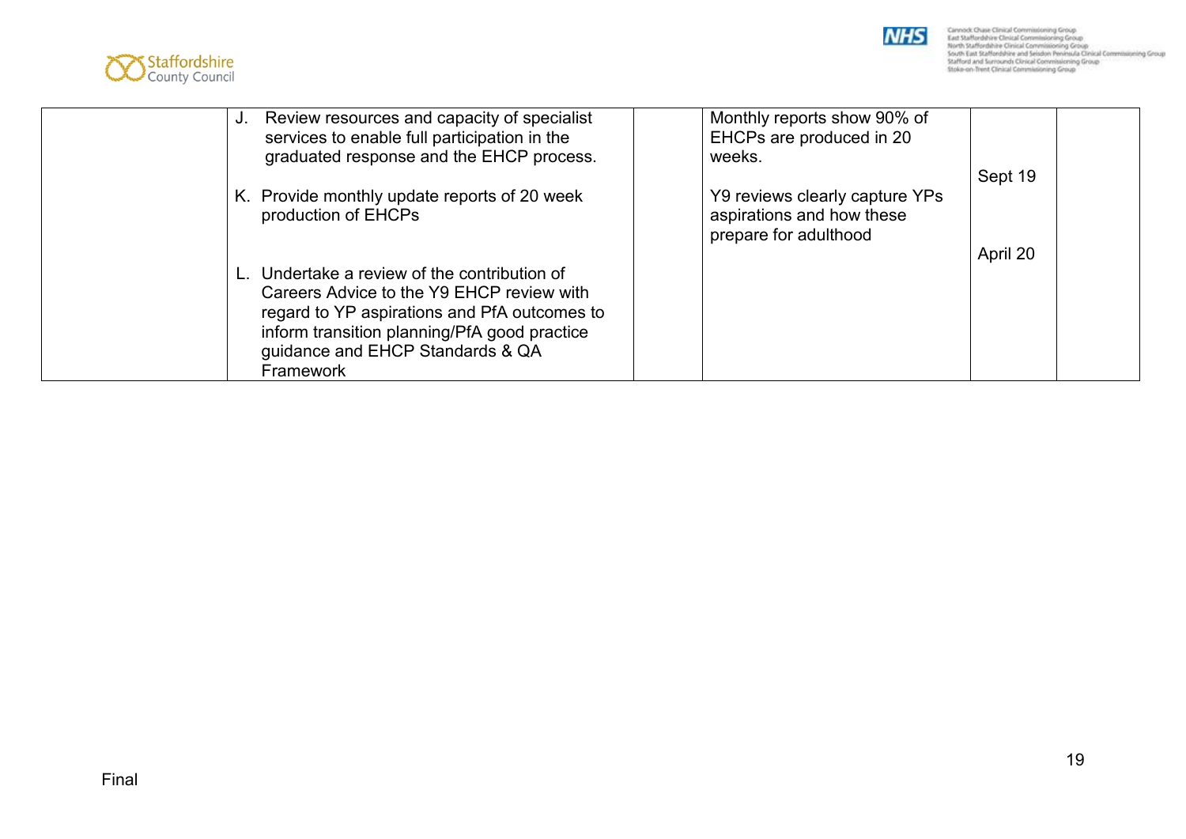| | | | | | |
|---|---|---|---|---|---|
| | J. Review resources and capacity of specialist services to enable full participation in the graduated response and the EHCP process.<br><br>K. Provide monthly update reports of 20 week production of EHCPs<br><br>L. Undertake a review of the contribution of Careers Advice to the Y9 EHCP review with regard to YP aspirations and PfA outcomes to inform transition planning/PfA good practice guidance and EHCP Standards & QA Framework | | Monthly reports show 90% of EHCPs are produced in 20 weeks.<br><br>Y9 reviews clearly capture YPs aspirations and how these prepare for adulthood | Sept 19<br><br>April 20 | |

Final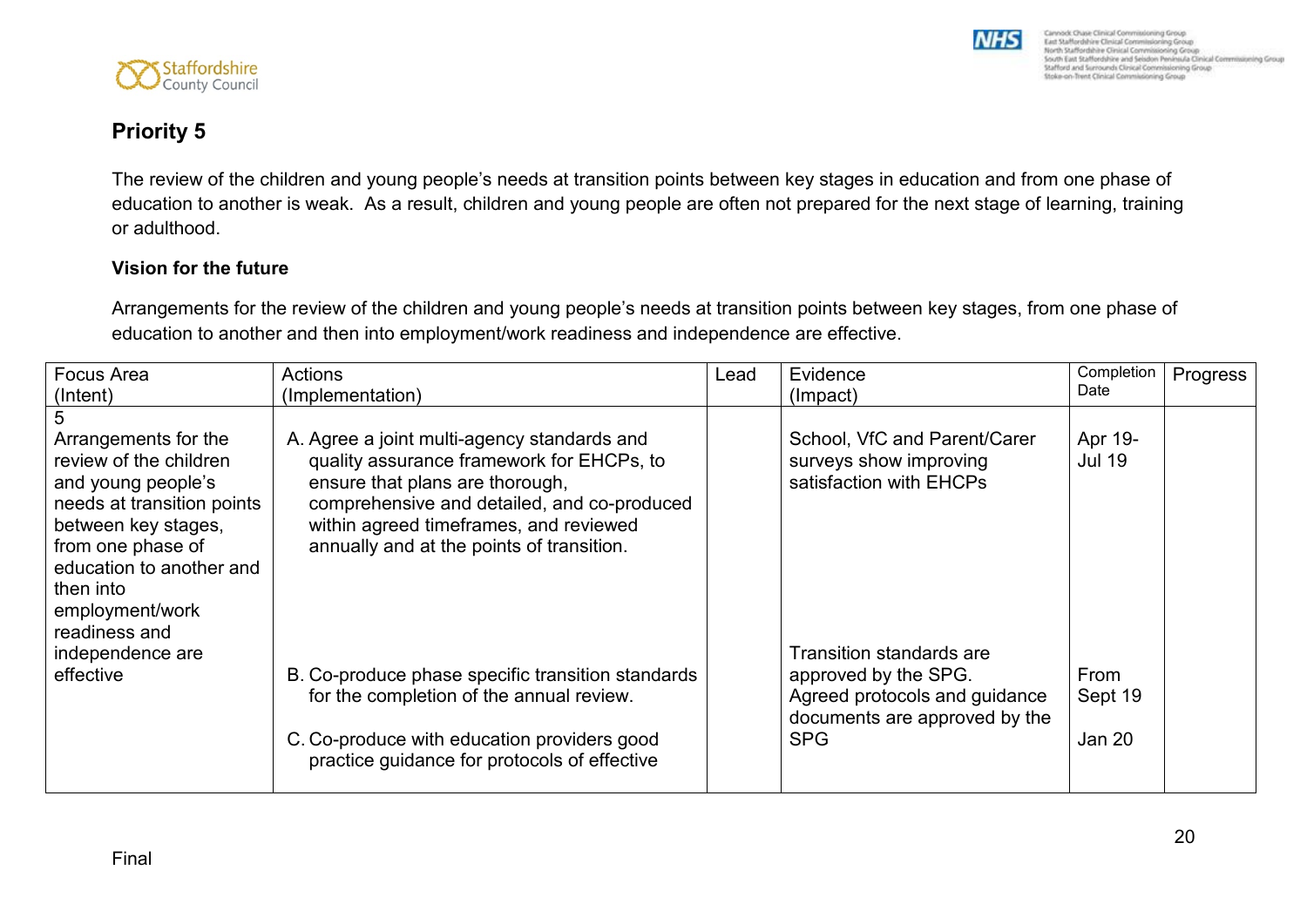## Priority 5

The review of the children and young people's needs at transition points between key stages in education and from one phase of education to another is weak. As a result, children and young people are often not prepared for the next stage of learning, training or adulthood.

**Vision for the future**

Arrangements for the review of the children and young people's needs at transition points between key stages, from one phase of education to another and then into employment/work readiness and independence are effective.

| Focus Area (Intent) | Actions (Implementation) | Lead | Evidence (Impact) | Completion Date | Progress |
|---|---|---|---|---|---|
| 5<br>Arrangements for the review of the children and young people's needs at transition points between key stages, from one phase of education to another and then into employment/work readiness and independence are effective | A. Agree a joint multi-agency standards and quality assurance framework for EHCPs, to ensure that plans are thorough, comprehensive and detailed, and co-produced within agreed timeframes, and reviewed annually and at the points of transition. | | School, VfC and Parent/Carer surveys show improving satisfaction with EHCPs | Apr 19-Jul 19 | |
| | B. Co-produce phase specific transition standards for the completion of the annual review. | | Transition standards are approved by the SPG. | From Sept 19 | |
| | C. Co-produce with education providers good practice guidance for protocols of effective | | Agreed protocols and guidance documents are approved by the SPG | Jan 20 | |

Final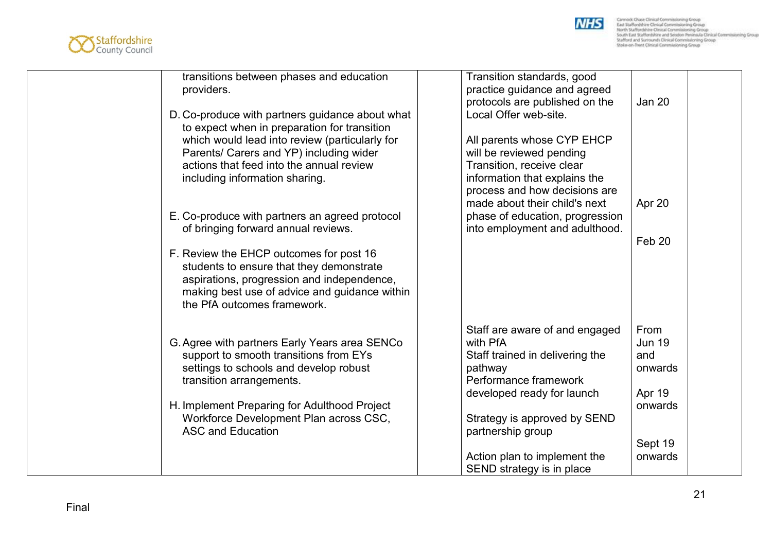|  |  |  |  |  |  |
|---|---|---|---|---|---|
|  | transitions between phases and education providers.<br><br>D. Co-produce with partners guidance about what to expect when in preparation for transition which would lead into review (particularly for Parents/ Carers and YP) including wider actions that feed into the annual review including information sharing.<br><br>E. Co-produce with partners an agreed protocol of bringing forward annual reviews.<br><br>F. Review the EHCP outcomes for post 16 students to ensure that they demonstrate aspirations, progression and independence, making best use of advice and guidance within the PfA outcomes framework.<br><br>G. Agree with partners Early Years area SENCo support to smooth transitions from EYs settings to schools and develop robust transition arrangements.<br><br>H. Implement Preparing for Adulthood Project Workforce Development Plan across CSC, ASC and Education |  | Transition standards, good practice guidance and agreed protocols are published on the Local Offer web-site.<br><br>All parents whose CYP EHCP will be reviewed pending Transition, receive clear information that explains the process and how decisions are made about their child's next phase of education, progression into employment and adulthood.<br><br>Staff are aware of and engaged with PfA<br>Staff trained in delivering the pathway<br>Performance framework developed ready for launch<br><br>Strategy is approved by SEND partnership group<br><br>Action plan to implement the SEND strategy is in place | Jan 20<br><br>Apr 20<br><br>Feb 20<br><br>From Jun 19 and onwards<br><br>Apr 19 onwards<br><br>Sept 19 onwards |  |

Final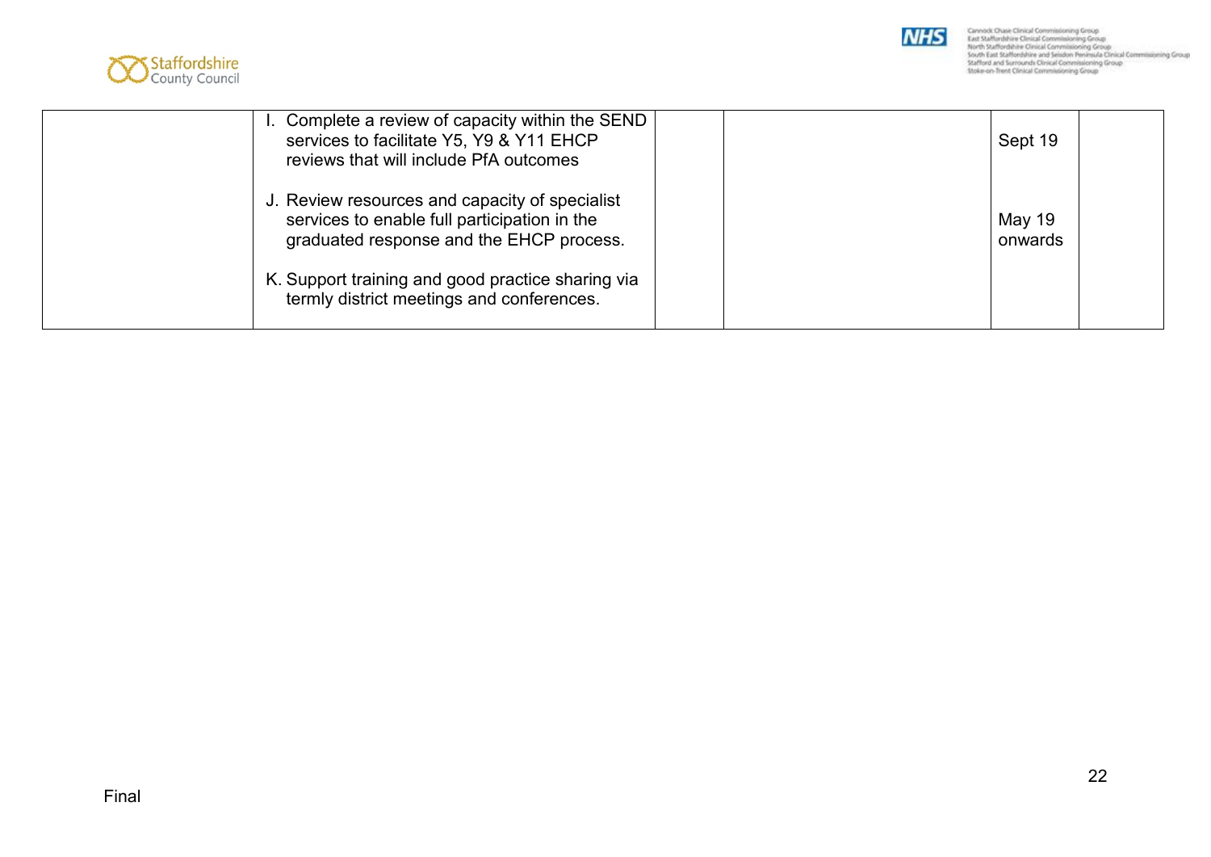|  | I. Complete a review of capacity within the SEND services to facilitate Y5, Y9 & Y11 EHCP reviews that will include PfA outcomes<br><br>J. Review resources and capacity of specialist services to enable full participation in the graduated response and the EHCP process.<br><br>K. Support training and good practice sharing via termly district meetings and conferences. |  |  | Sept 19<br><br>May 19 onwards |  |
|---|---|---|---|---|---|

Final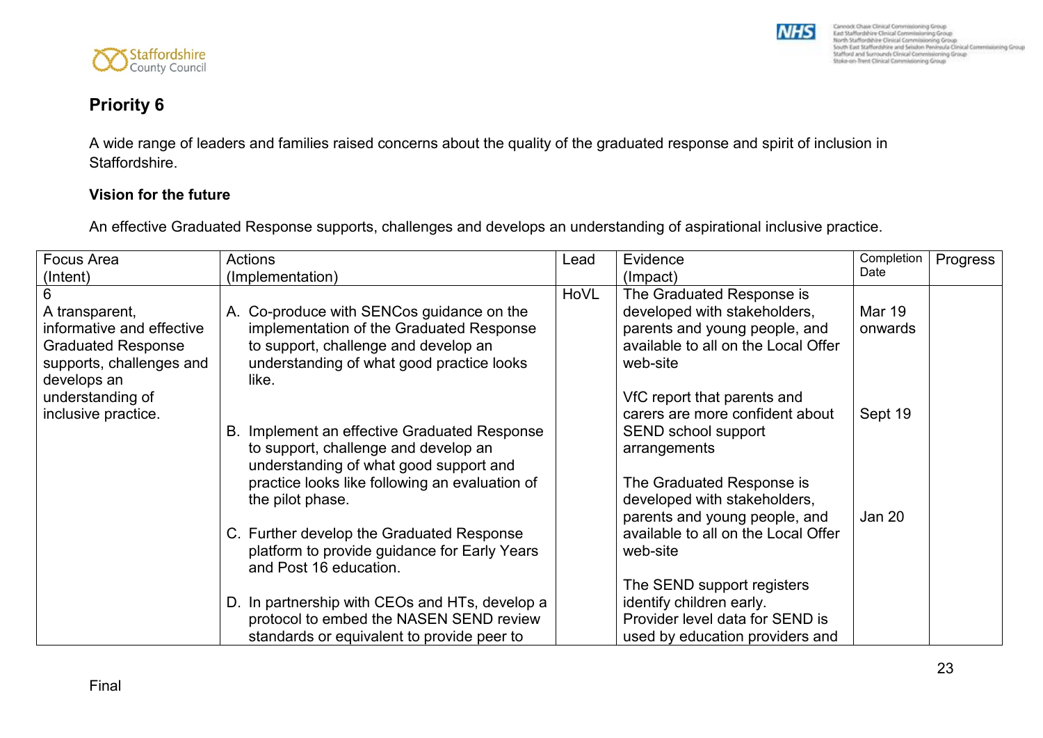## Priority 6

A wide range of leaders and families raised concerns about the quality of the graduated response and spirit of inclusion in Staffordshire.

**Vision for the future**

An effective Graduated Response supports, challenges and develops an understanding of aspirational inclusive practice.

| Focus Area (Intent) | Actions (Implementation) | Lead | Evidence (Impact) | Completion Date | Progress |
|---|---|---|---|---|---|
| 6<br>A transparent, informative and effective Graduated Response supports, challenges and develops an understanding of inclusive practice. | A. Co-produce with SENCos guidance on the implementation of the Graduated Response to support, challenge and develop an understanding of what good practice looks like.<br><br>B. Implement an effective Graduated Response to support, challenge and develop an understanding of what good support and practice looks like following an evaluation of the pilot phase.<br><br>C. Further develop the Graduated Response platform to provide guidance for Early Years and Post 16 education.<br><br>D. In partnership with CEOs and HTs, develop a protocol to embed the NASEN SEND review standards or equivalent to provide peer to | HoVL | The Graduated Response is developed with stakeholders, parents and young people, and available to all on the Local Offer web-site<br><br>VfC report that parents and carers are more confident about SEND school support arrangements<br><br>The Graduated Response is developed with stakeholders, parents and young people, and available to all on the Local Offer web-site<br><br>The SEND support registers identify children early.<br>Provider level data for SEND is used by education providers and | Mar 19 onwards<br><br>Sept 19<br><br>Jan 20 | |

Final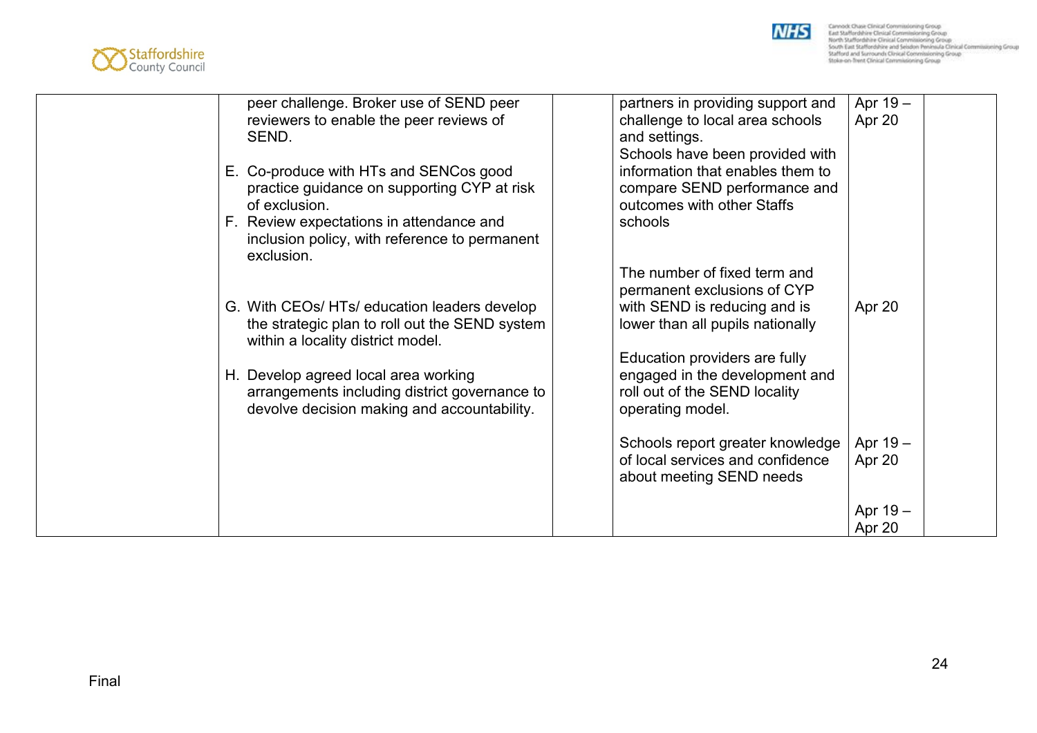| | | | | | |
|---|---|---|---|---|---|
| | peer challenge. Broker use of SEND peer reviewers to enable the peer reviews of SEND.<br><br>E. Co-produce with HTs and SENCos good practice guidance on supporting CYP at risk of exclusion.<br>F. Review expectations in attendance and inclusion policy, with reference to permanent exclusion.<br><br>G. With CEOs/ HTs/ education leaders develop the strategic plan to roll out the SEND system within a locality district model.<br><br>H. Develop agreed local area working arrangements including district governance to devolve decision making and accountability. | | partners in providing support and challenge to local area schools and settings.<br>Schools have been provided with information that enables them to compare SEND performance and outcomes with other Staffs schools<br><br>The number of fixed term and permanent exclusions of CYP with SEND is reducing and is lower than all pupils nationally<br><br>Education providers are fully engaged in the development and roll out of the SEND locality operating model.<br><br>Schools report greater knowledge of local services and confidence about meeting SEND needs | Apr 19 – Apr 20<br><br>Apr 20<br><br>Apr 19 – Apr 20<br><br>Apr 19 – Apr 20 | |

Final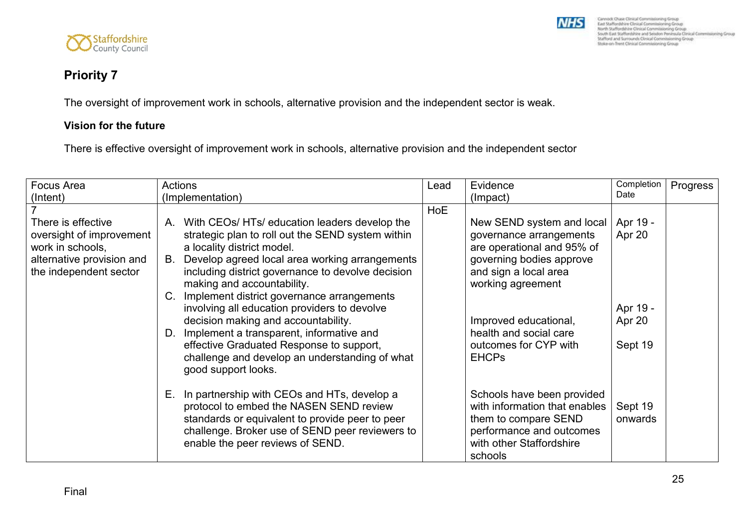## Priority 7

The oversight of improvement work in schools, alternative provision and the independent sector is weak.

**Vision for the future**

There is effective oversight of improvement work in schools, alternative provision and the independent sector

| Focus Area (Intent) | Actions (Implementation) | Lead | Evidence (Impact) | Completion Date | Progress |
|---|---|---|---|---|---|
| 7<br>There is effective oversight improvement work in schools, alternative provision and the independent sector | A. With CEOs/ HTs/ education leaders develop the strategic plan to roll out the SEND system within a locality district model.<br>B. Develop agreed local area working arrangements including district governance to devolve decision making and accountability.<br>C. Implement district governance arrangements involving all education providers to devolve decision making and accountability.<br>D. Implement a transparent, informative and effective Graduated Response to support, challenge and develop an understanding of what good support looks. | HoE | New SEND system and local governance arrangements are operational and 95% of governing bodies approve and sign a local area working agreement<br><br>Improved educational, health and social care outcomes for CYP with EHCPs | Apr 19 - Apr 20<br><br>Apr 19 - Apr 20<br><br>Sept 19 | |
| | E. In partnership with CEOs and HTs, develop a protocol to embed the NASEN SEND review standards or equivalent to provide peer to peer challenge. Broker use of SEND peer reviewers to enable the peer reviews of SEND. | | Schools have been provided with information that enables them to compare SEND performance and outcomes with other Staffordshire schools | Sept 19 onwards | |

Final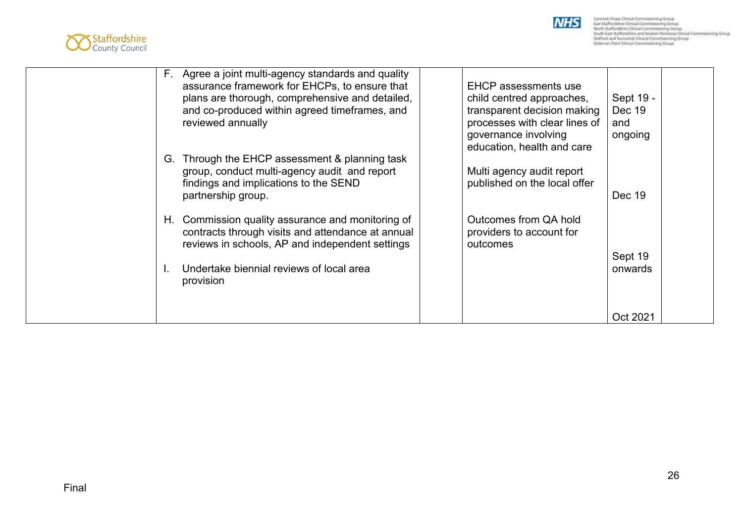| | | | | | |
|---|---|---|---|---|---|
| | F. Agree a joint multi-agency standards and quality assurance framework for EHCPs, to ensure that plans are thorough, comprehensive and detailed, and co-produced within agreed timeframes, and reviewed annually<br><br>G. Through the EHCP assessment & planning task group, conduct multi-agency audit and report findings and implications to the SEND partnership group.<br><br>H. Commission quality assurance and monitoring of contracts through visits and attendance at annual reviews in schools, AP and independent settings<br><br>I. Undertake biennial reviews of local area provision | | EHCP assessments use child centred approaches, transparent decision making processes with clear lines of governance involving education, health and care<br><br>Multi agency audit report published on the local offer<br><br>Outcomes from QA hold providers to account for outcomes | Sept 19 - Dec 19 and ongoing<br><br>Dec 19<br><br>Sept 19 onwards<br><br>Oct 2021 | |

Final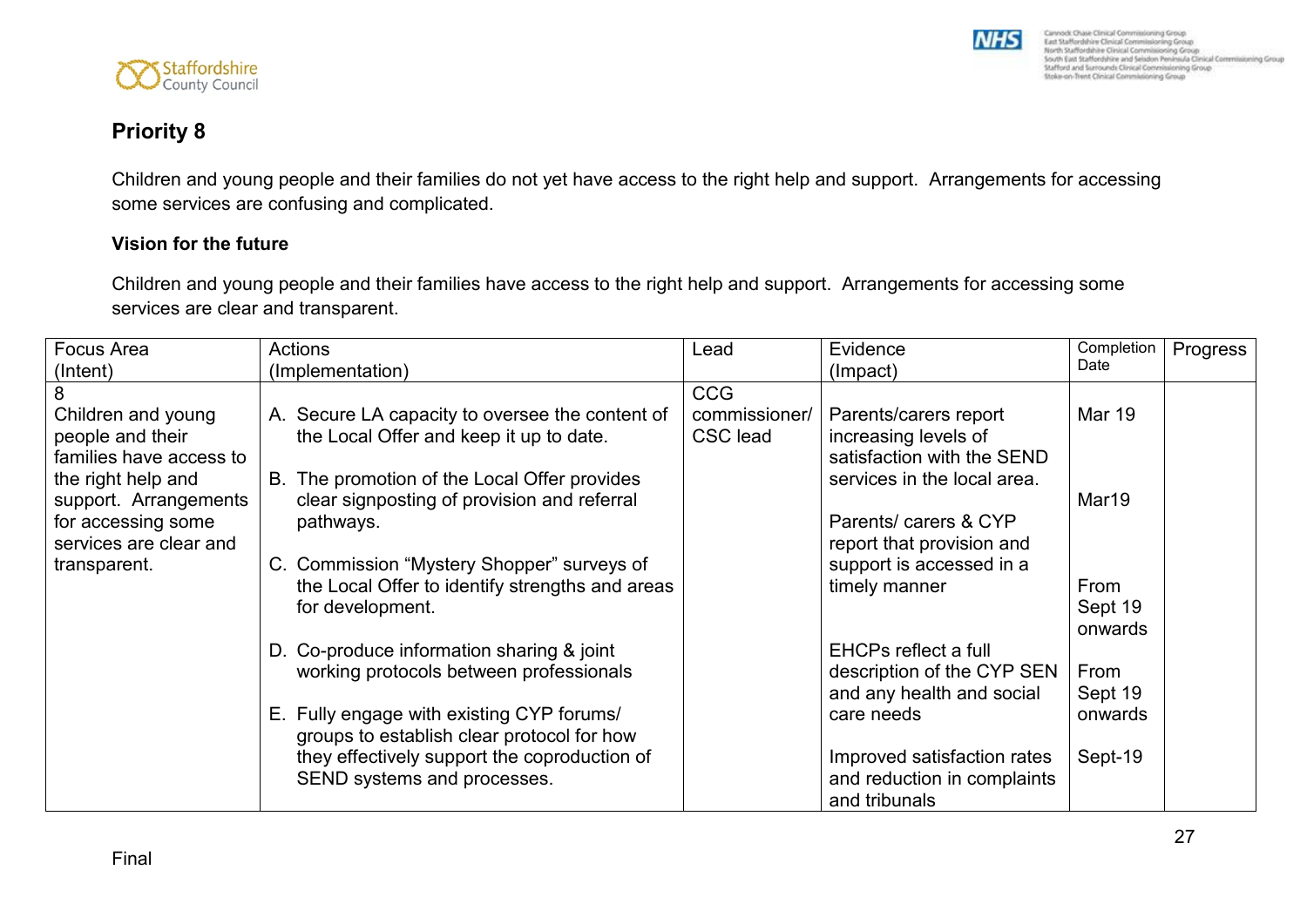## Priority 8

Children and young people and their families do not yet have access to the right help and support. Arrangements for accessing some services are confusing and complicated.

**Vision for the future**

Children and young people and their families have access to the right help and support. Arrangements for accessing some services are clear and transparent.

| Focus Area (Intent) | Actions (Implementation) | Lead | Evidence (Impact) | Completion Date | Progress |
|---|---|---|---|---|---|
| 8<br>Children and young people and their families have access to the right help and support. Arrangements for accessing some services are clear and transparent. | A. Secure LA capacity to oversee the content of the Local Offer and keep it up to date.<br><br>B. The promotion of the Local Offer provides clear signposting of provision and referral pathways.<br><br>C. Commission "Mystery Shopper" surveys of the Local Offer to identify strengths and areas for development.<br><br>D. Co-produce information sharing & joint working protocols between professionals<br><br>E. Fully engage with existing CYP forums/ groups to establish clear protocol for how they effectively support the coproduction of SEND systems and processes. | CCG commissioner/ CSC lead | Parents/carers report increasing levels of satisfaction with the SEND services in the local area.<br><br>Parents/ carers & CYP report that provision and support is accessed in a timely manner<br><br>EHCPs reflect a full description of the CYP SEN and any health and social care needs<br><br>Improved satisfaction rates and reduction in complaints and tribunals | Mar 19<br><br>Mar19<br><br>From Sept 19 onwards<br><br>From Sept 19 onwards<br><br>Sept-19 | |

Final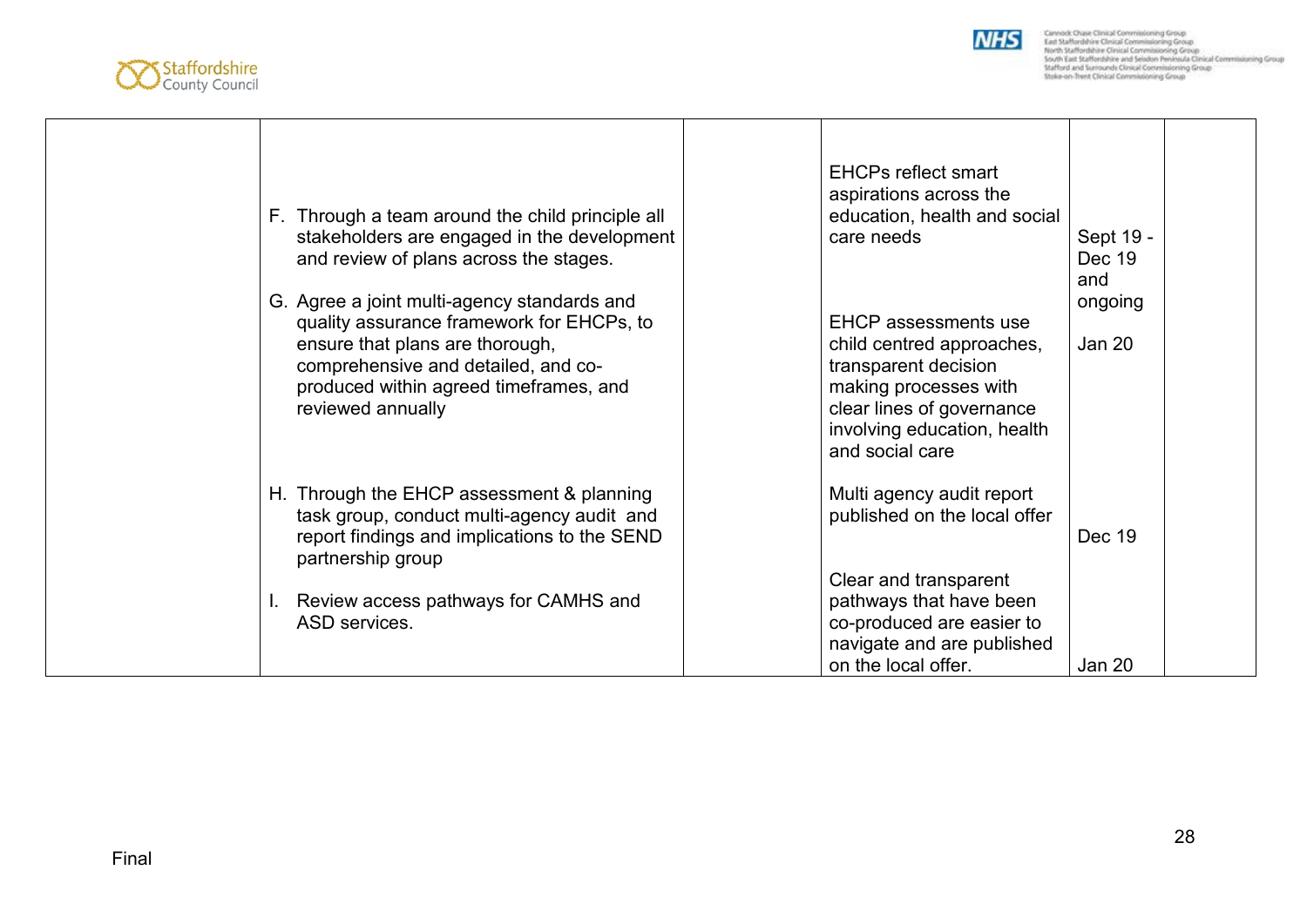| | | | | | |
|---|---|---|---|---|---|
| | F. Through a team around the child principle all stakeholders are engaged in the development and review of plans across the stages. | | EHCPs reflect smart aspirations across the education, health and social care needs | Sept 19 - Dec 19 and ongoing | |
| | G. Agree a joint multi-agency standards and quality assurance framework for EHCPs, to ensure that plans are thorough, comprehensive and detailed, and co-produced within agreed timeframes, and reviewed annually | | EHCP assessments use child centred approaches, transparent decision making processes with clear lines of governance involving education, health and social care | Jan 20 | |
| | H. Through the EHCP assessment & planning task group, conduct multi-agency audit and report findings and implications to the SEND partnership group | | Multi agency audit report published on the local offer | Dec 19 | |
| | I. Review access pathways for CAMHS and ASD services. | | Clear and transparent pathways that have been co-produced are easier to navigate and are published on the local offer. | Jan 20 | |

Final